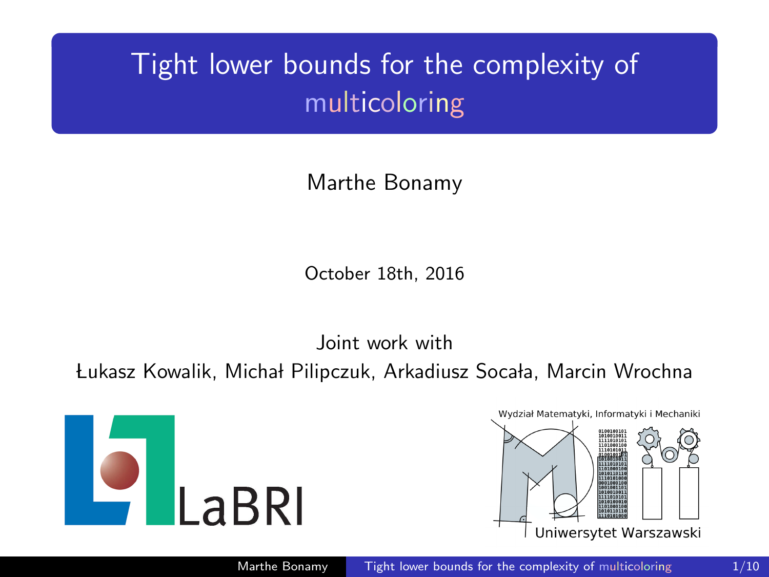# Tight lower bounds for the complexity of multicoloring

Marthe Bonamy

October 18th, 2016

Joint work with

Łukasz Kowalik, Michał Pilipczuk, Arkadiusz Socała, Marcin Wrochna

LaBRI

Wydział Matematyki, Informatyki i Mechaniki

Uniwersytet Warszawski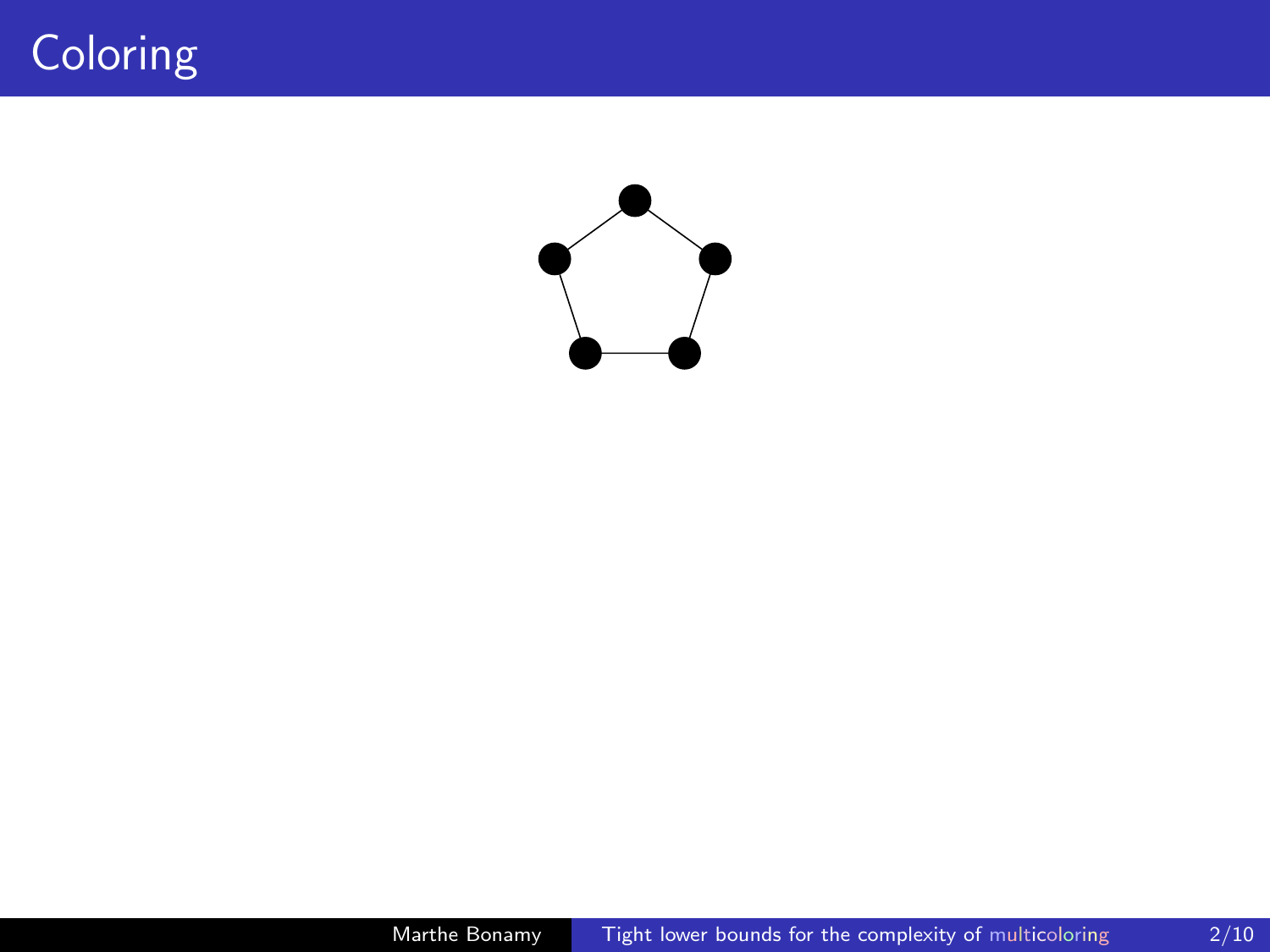# Coloring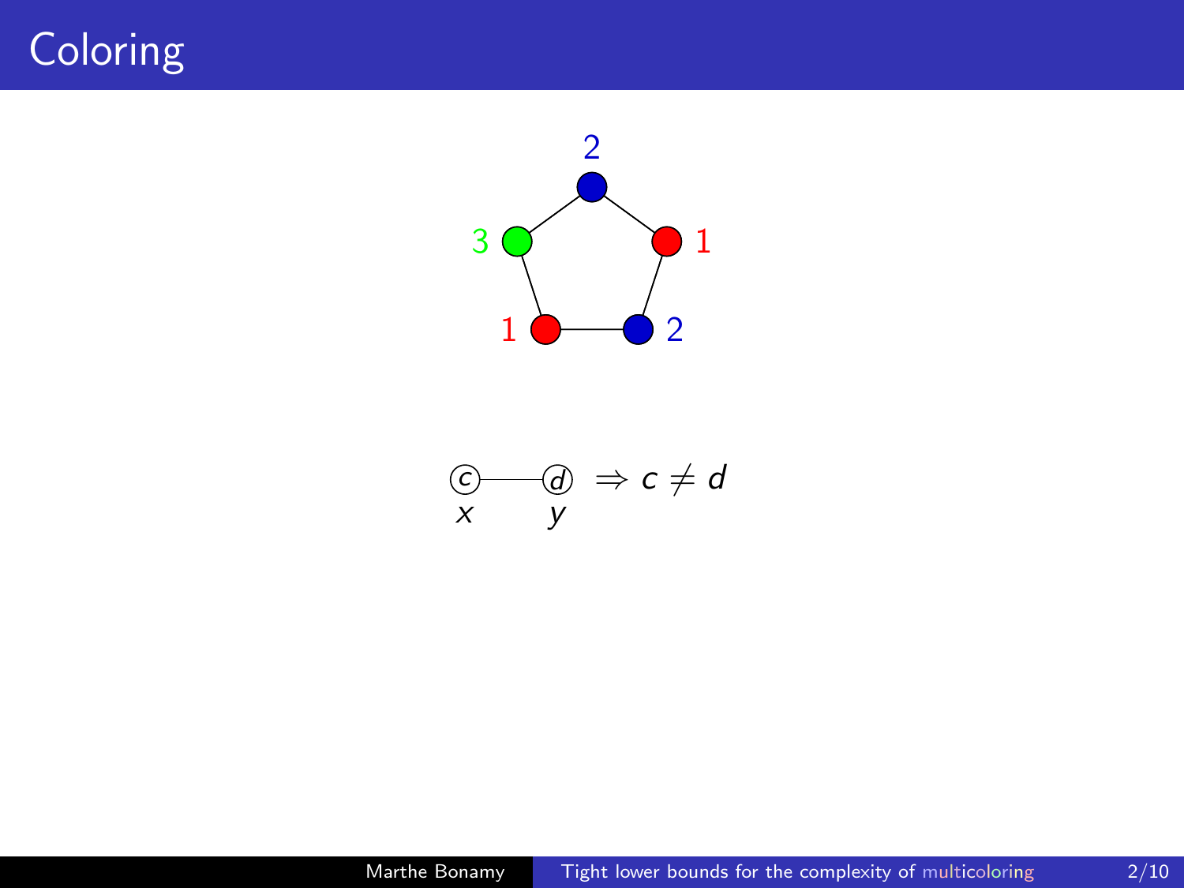# Coloring

2

3 1

1 2

$$c \text{ — } d \Rightarrow c \neq d$$

$x$ $y$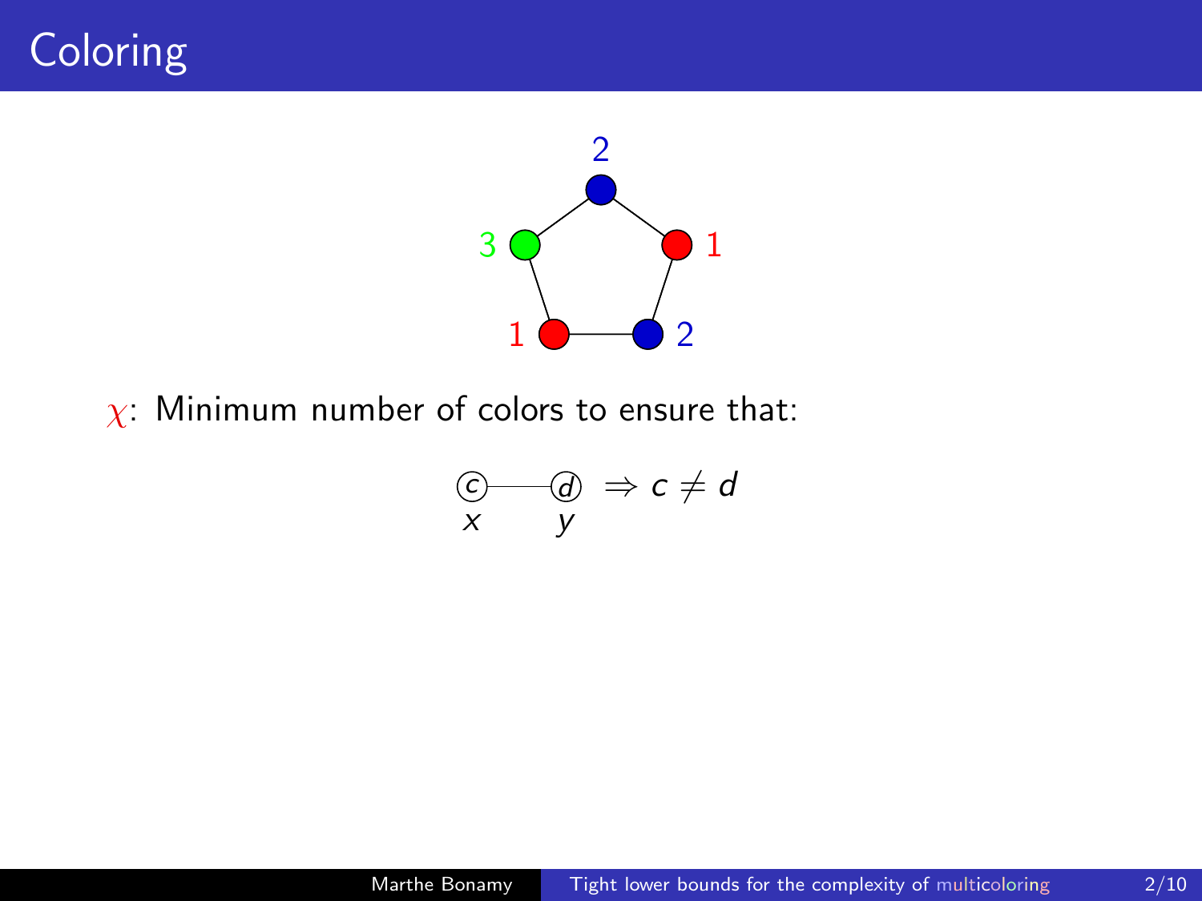# Coloring

$\chi$: Minimum number of colors to ensure that:

$$\underset{x}{(c)} — \underset{y}{(d)} \Rightarrow c \neq d$$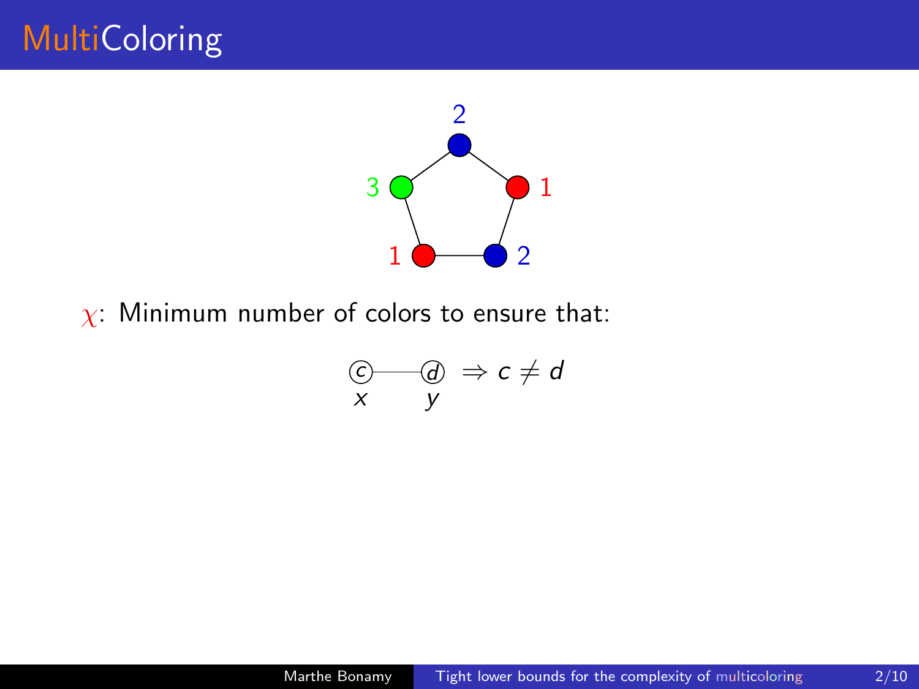# MultiColoring

$\chi$: Minimum number of colors to ensure that:

$$\underset{x}{(c)} \text{———} \underset{y}{(d)} \Rightarrow c \neq d$$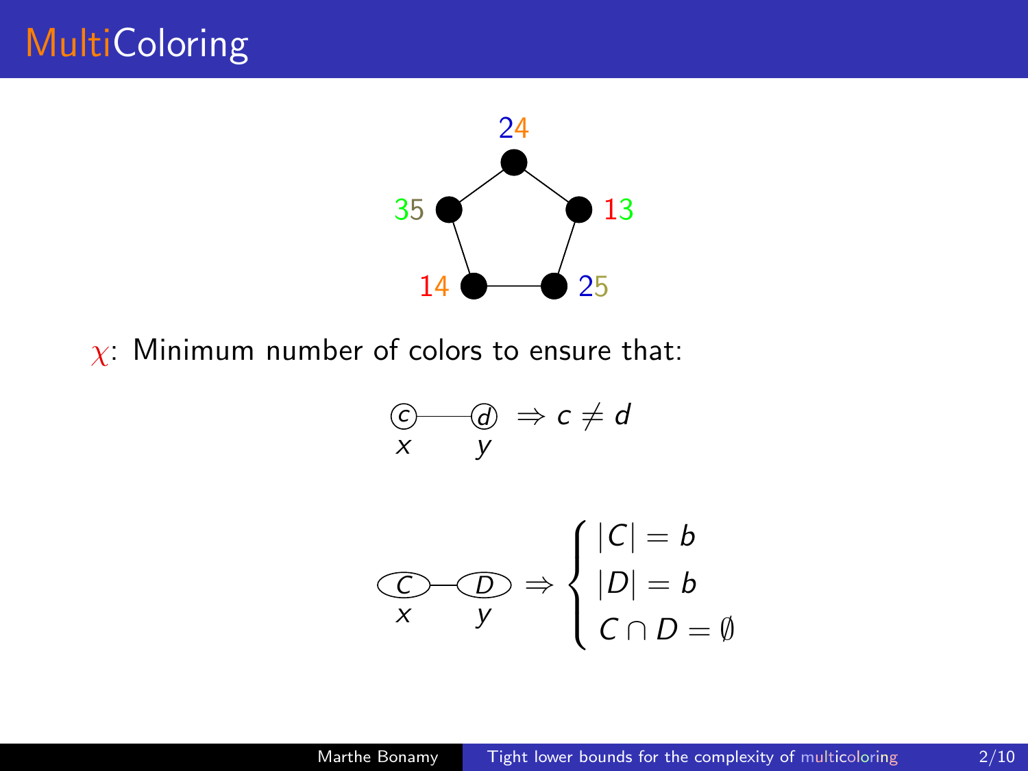# MultiColoring

24

35 13

14 25

$\chi$: Minimum number of colors to ensure that:

$$\underset{x}{(c)} \text{---} \underset{y}{(d)} \Rightarrow c \neq d$$

$$\underset{x}{(C)} \text{---} \underset{y}{(D)} \Rightarrow \begin{cases} |C| = b \\ |D| = b \\ C \cap D = \emptyset \end{cases}$$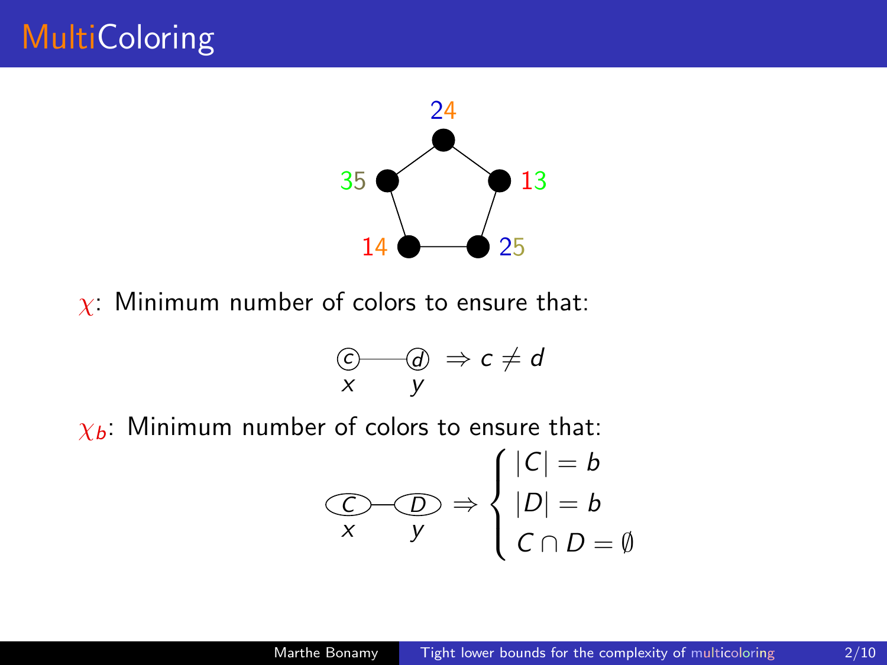# MultiColoring

24

35 13

14 25

$\chi$: Minimum number of colors to ensure that:

$$\underset{x}{(c)} \text{———} \underset{y}{(d)} \Rightarrow c \neq d$$

$\chi_b$: Minimum number of colors to ensure that:

$$\underset{x}{(C)} \text{—} \underset{y}{(D)} \Rightarrow \begin{cases} |C| = b \\ |D| = b \\ C \cap D = \emptyset \end{cases}$$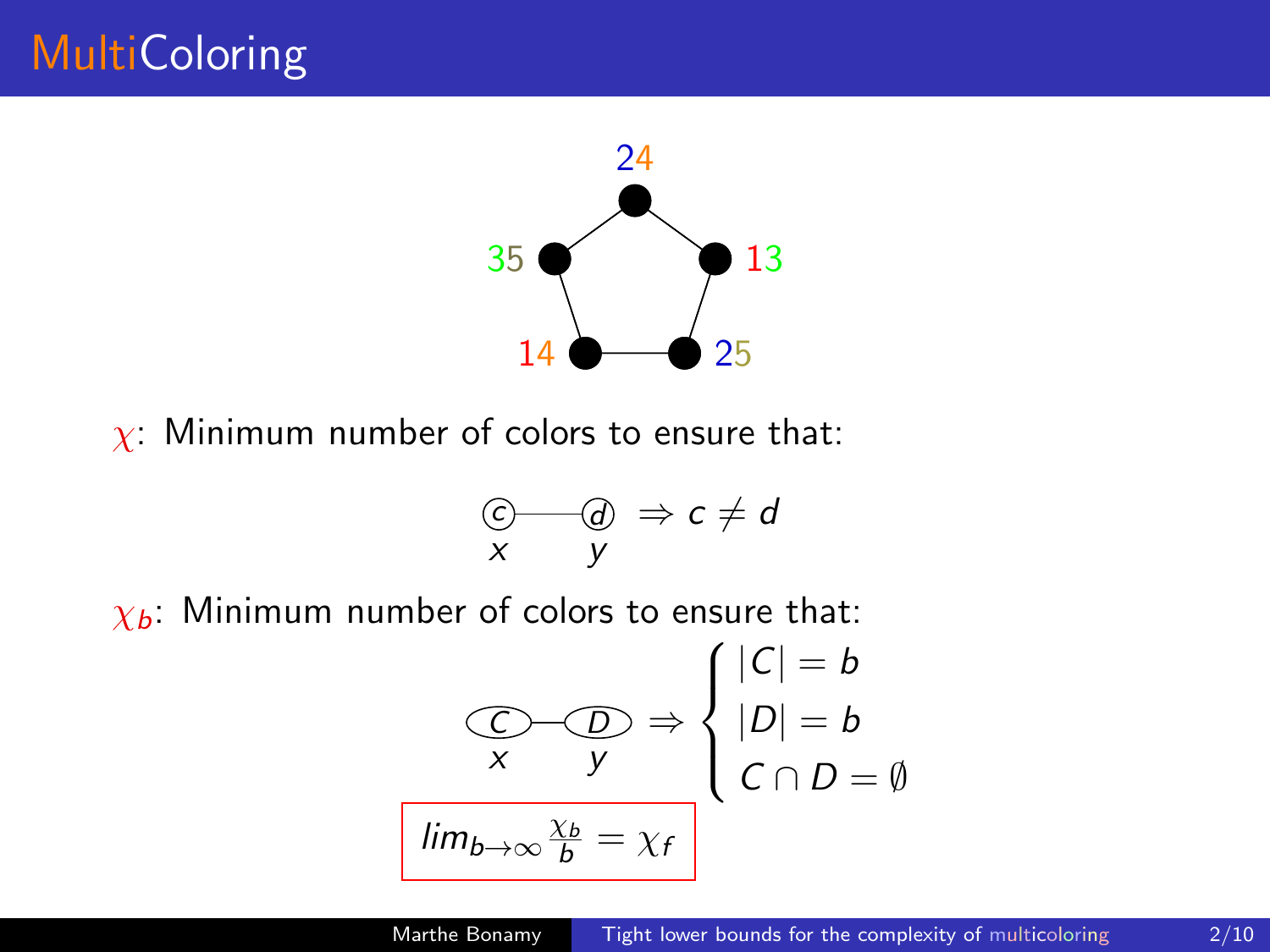# MultiColoring

24

35 13

14 25

$\chi$: Minimum number of colors to ensure that:

$$x \overset{c}{\circ} \text{———} \overset{d}{\circ} y \Rightarrow c \neq d$$

$\chi_b$: Minimum number of colors to ensure that:

$$x \overset{C}{\circ} \text{—} \overset{D}{\circ} y \Rightarrow \begin{cases} |C| = b \\ |D| = b \\ C \cap D = \emptyset \end{cases}$$

$$lim_{b\to\infty} \frac{\chi_b}{b} = \chi_f$$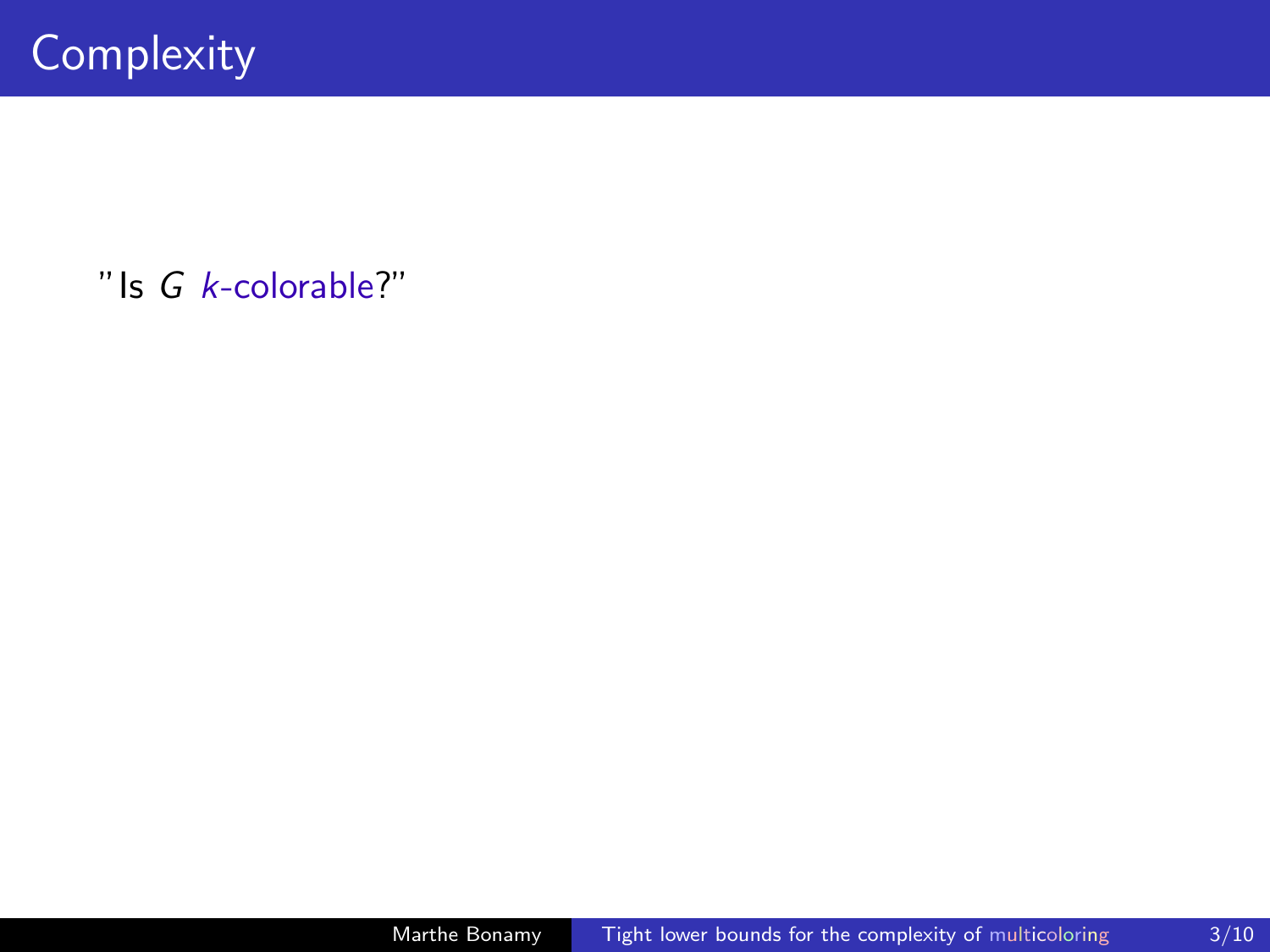# Complexity

"Is $G$ $k$-colorable?"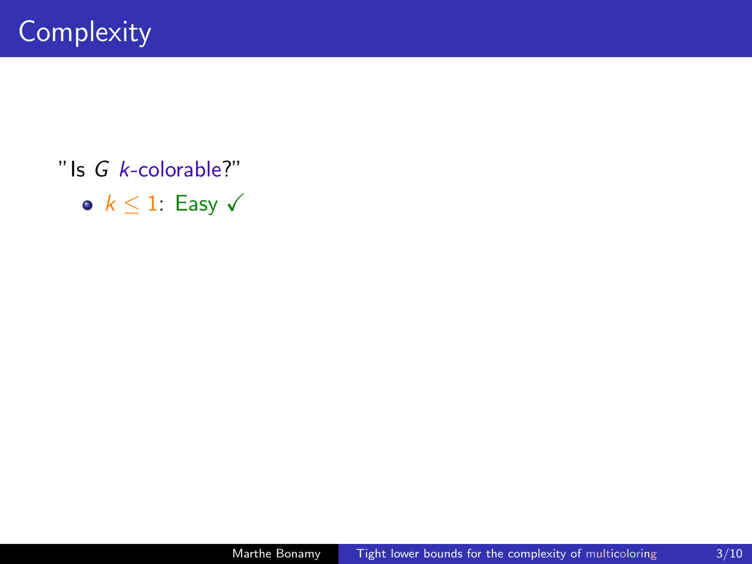# Complexity

"Is $G$ $k$-colorable?"

- $k \leq 1$: Easy ✓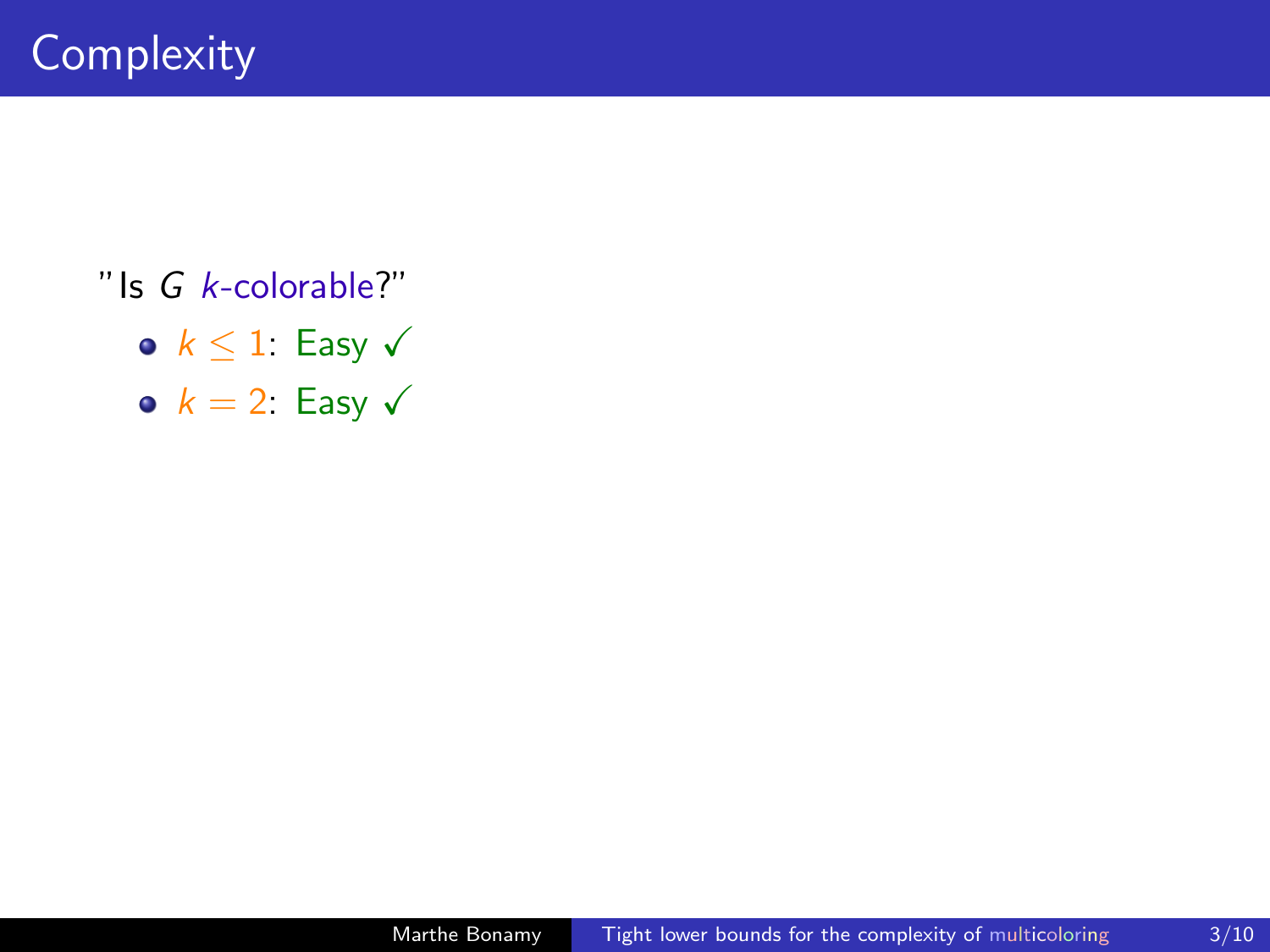# Complexity

"Is $G$ $k$-colorable?"

- $k \leq 1$: Easy ✓
- $k = 2$: Easy ✓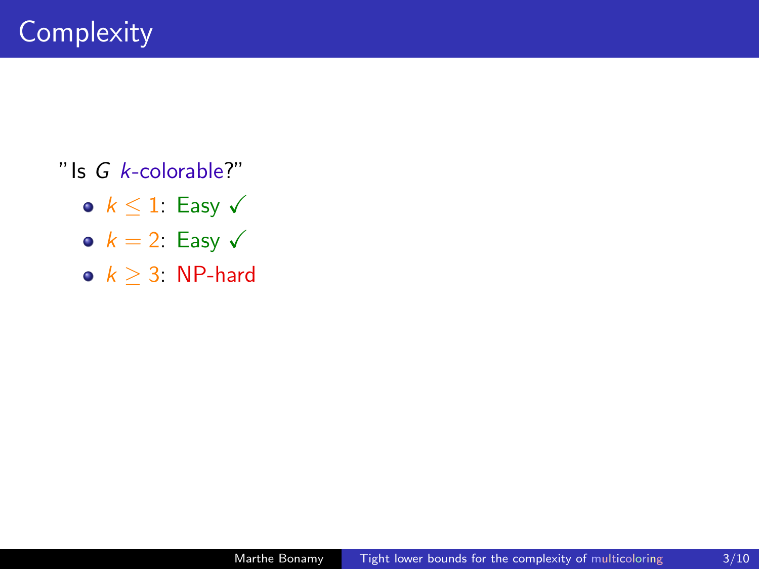# Complexity

"Is $G$ $k$-colorable?"

- $k \leq 1$: Easy ✓
- $k = 2$: Easy ✓
- $k \geq 3$: NP-hard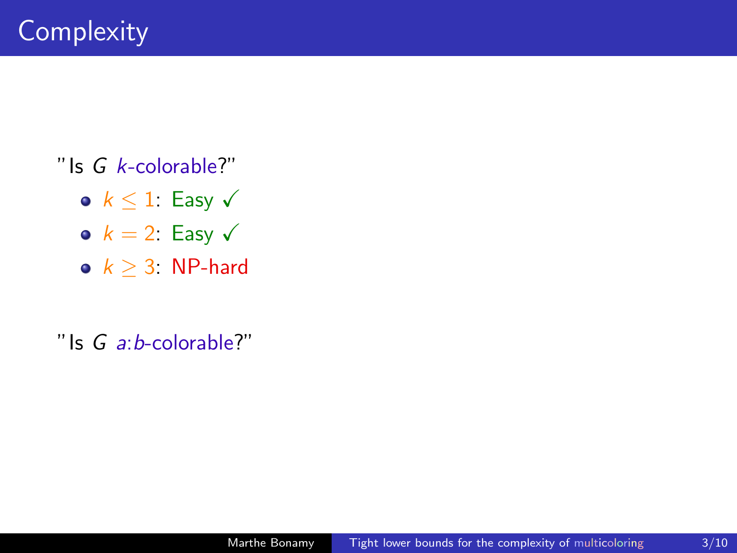# Complexity

"Is $G$ $k$-colorable?"

- $k \leq 1$: Easy ✓
- $k = 2$: Easy ✓
- $k \geq 3$: NP-hard

"Is $G$ $a$:$b$-colorable?"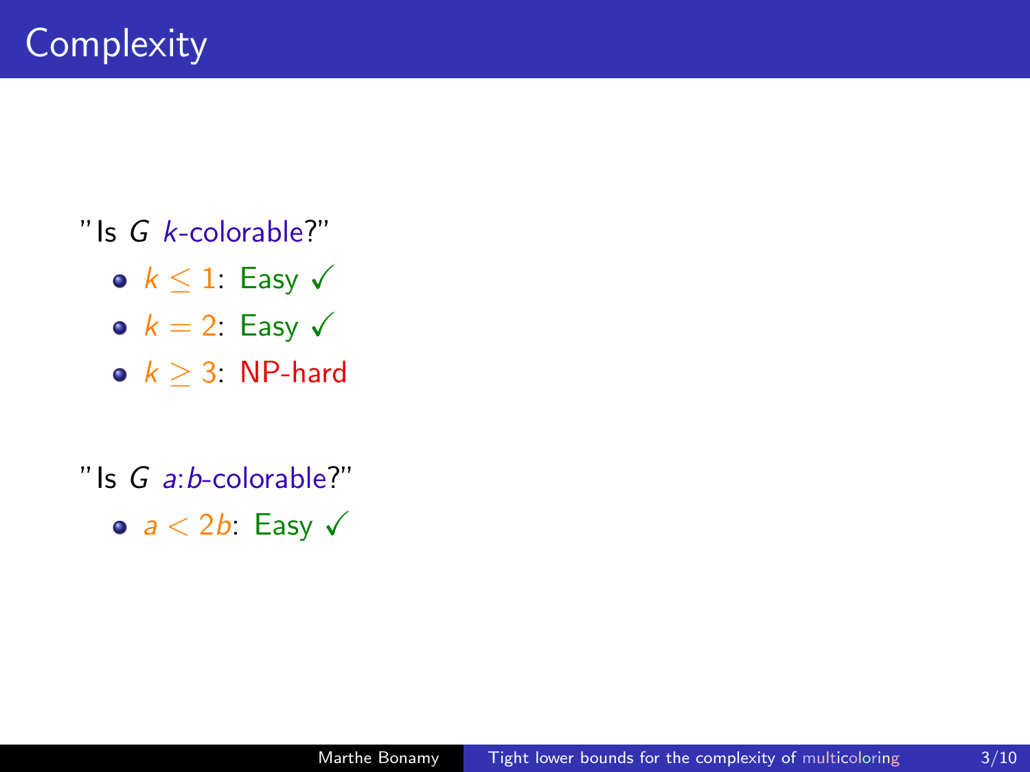# Complexity

"Is $G$ $k$-colorable?"

- $k \leq 1$: Easy ✓
- $k = 2$: Easy ✓
- $k \geq 3$: NP-hard

"Is $G$ $a{:}b$-colorable?"

- $a < 2b$: Easy ✓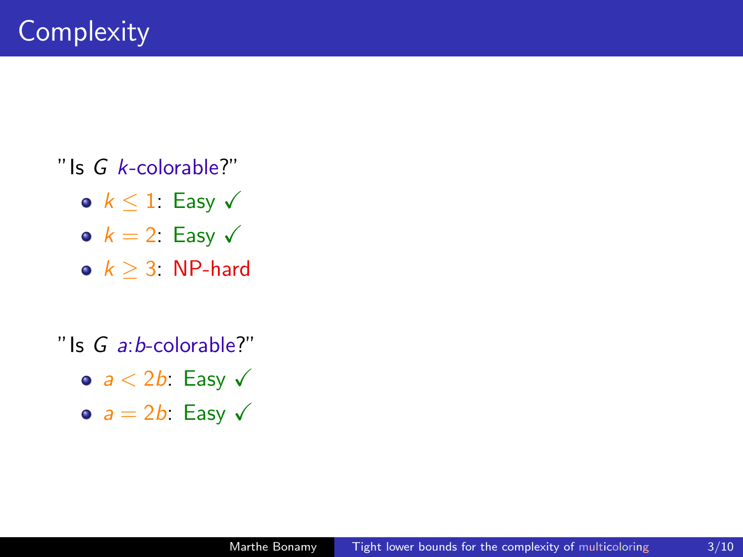# Complexity

"Is $G$ $k$-colorable?"

- $k \leq 1$: Easy ✓
- $k = 2$: Easy ✓
- $k \geq 3$: NP-hard

"Is $G$ $a$:$b$-colorable?"

- $a < 2b$: Easy ✓
- $a = 2b$: Easy ✓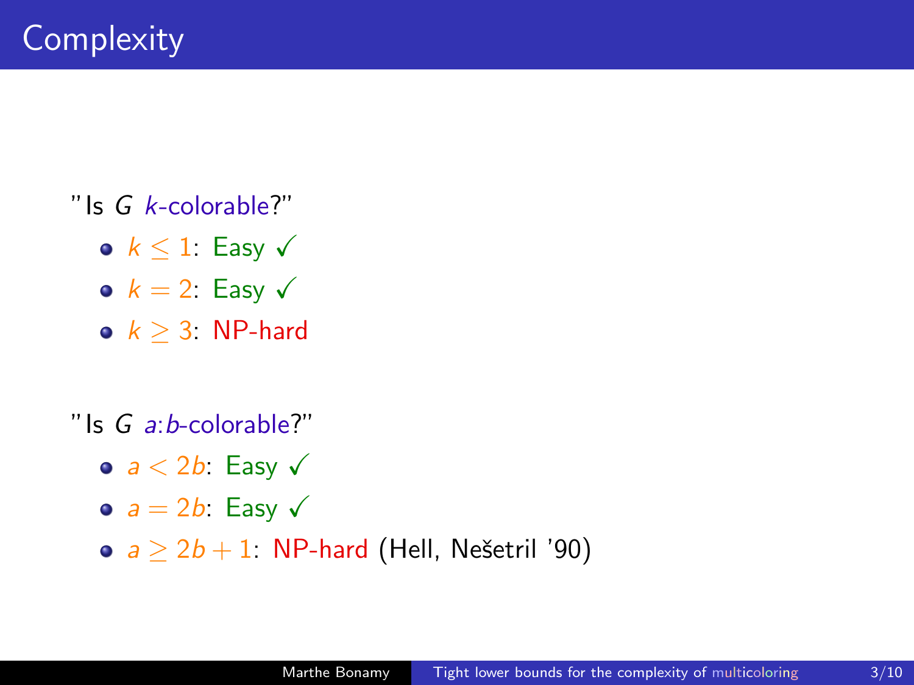# Complexity

"Is $G$ $k$-colorable?"

- $k \leq 1$: Easy ✓
- $k = 2$: Easy ✓
- $k \geq 3$: NP-hard

"Is $G$ $a{:}b$-colorable?"

- $a < 2b$: Easy ✓
- $a = 2b$: Easy ✓
- $a \geq 2b + 1$: NP-hard (Hell, Nešetril '90)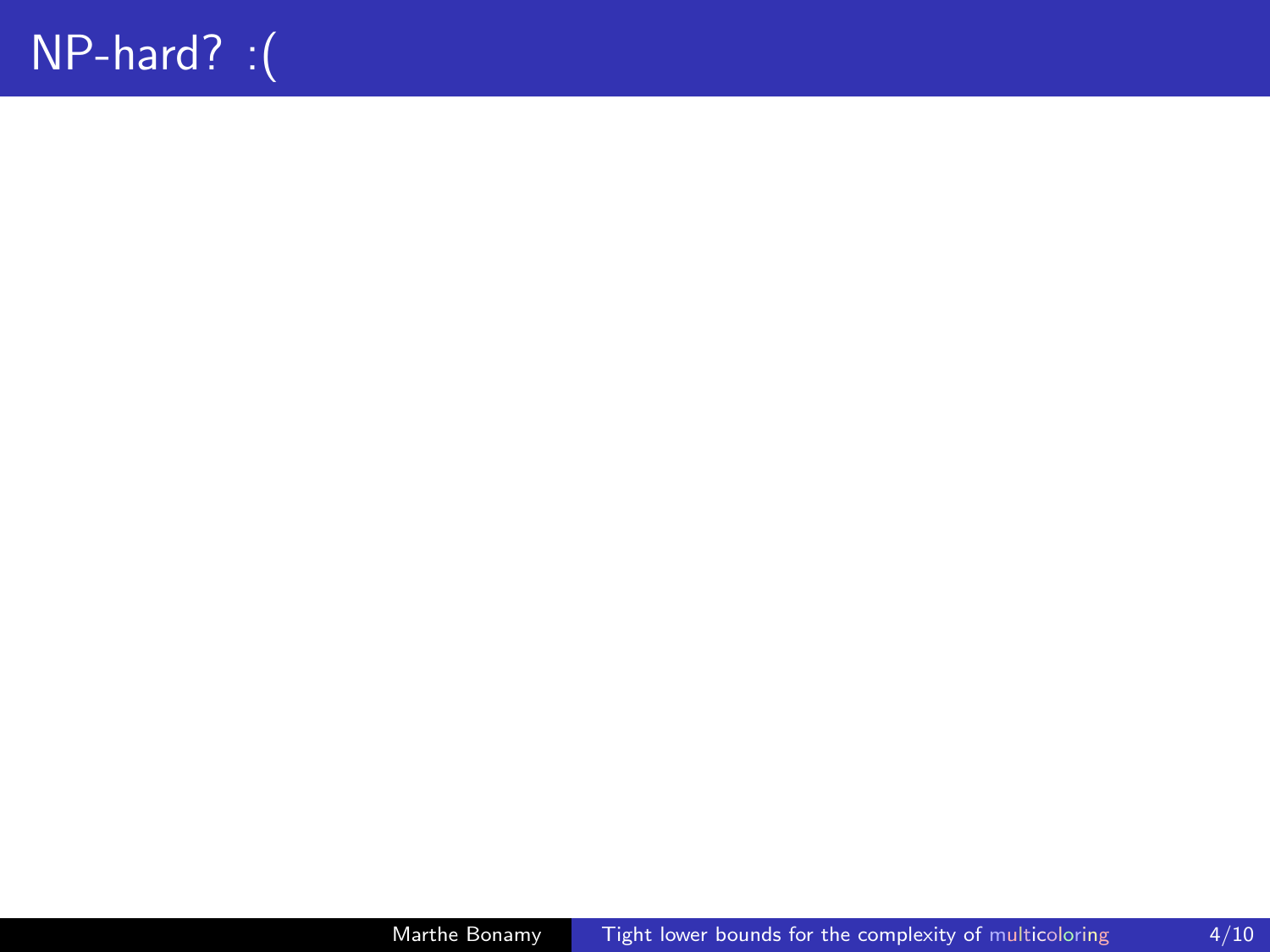# NP-hard? :(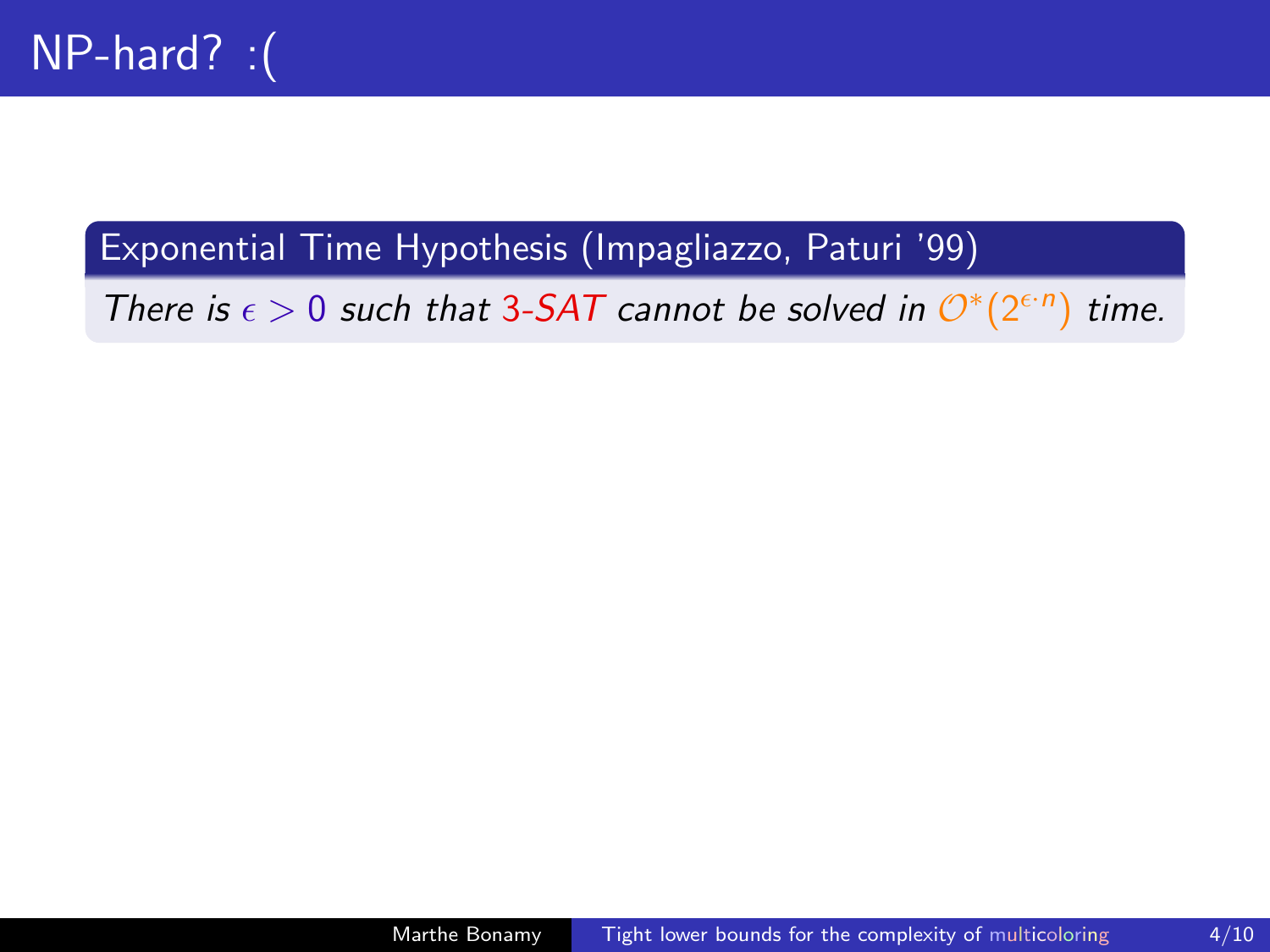# NP-hard? :(

**Exponential Time Hypothesis (Impagliazzo, Paturi '99)**

*There is $\epsilon > 0$ such that 3-SAT cannot be solved in $\mathcal{O}^*(2^{\epsilon \cdot n})$ time.*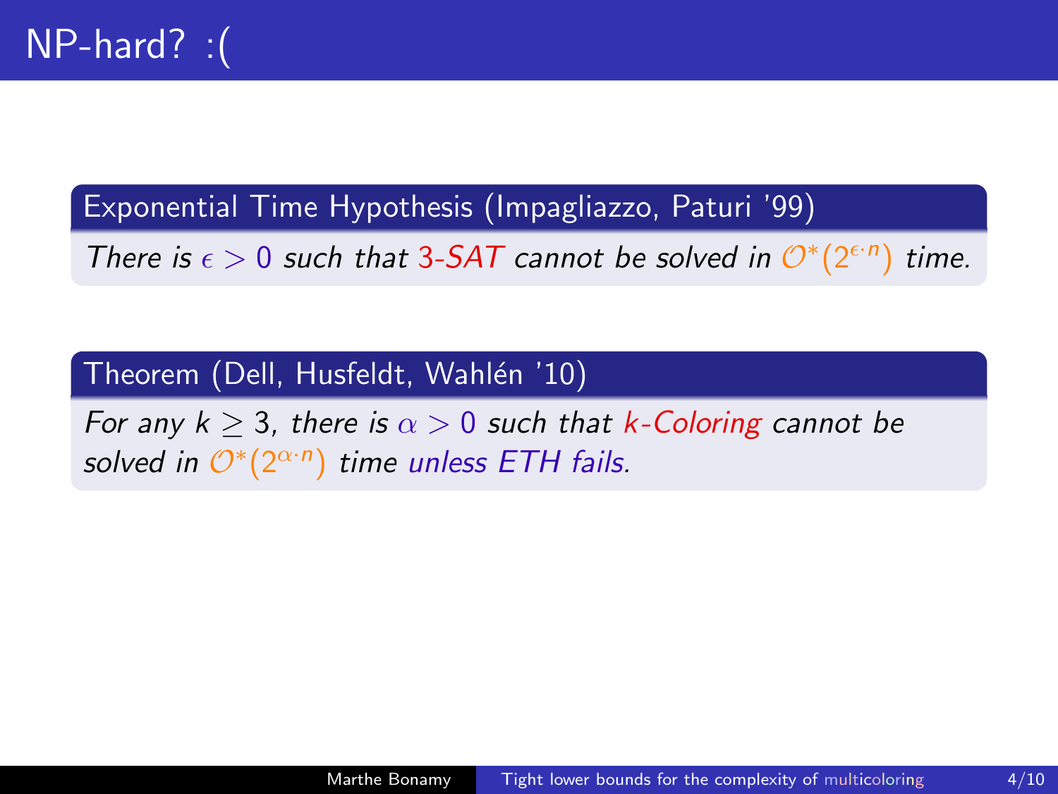# NP-hard? :(

**Exponential Time Hypothesis (Impagliazzo, Paturi '99)**

*There is $\epsilon > 0$ such that 3-SAT cannot be solved in $\mathcal{O}^*(2^{\epsilon \cdot n})$ time.*

**Theorem (Dell, Husfeldt, Wahlén '10)**

*For any $k \geq 3$, there is $\alpha > 0$ such that k-Coloring cannot be solved in $\mathcal{O}^*(2^{\alpha \cdot n})$ time unless ETH fails.*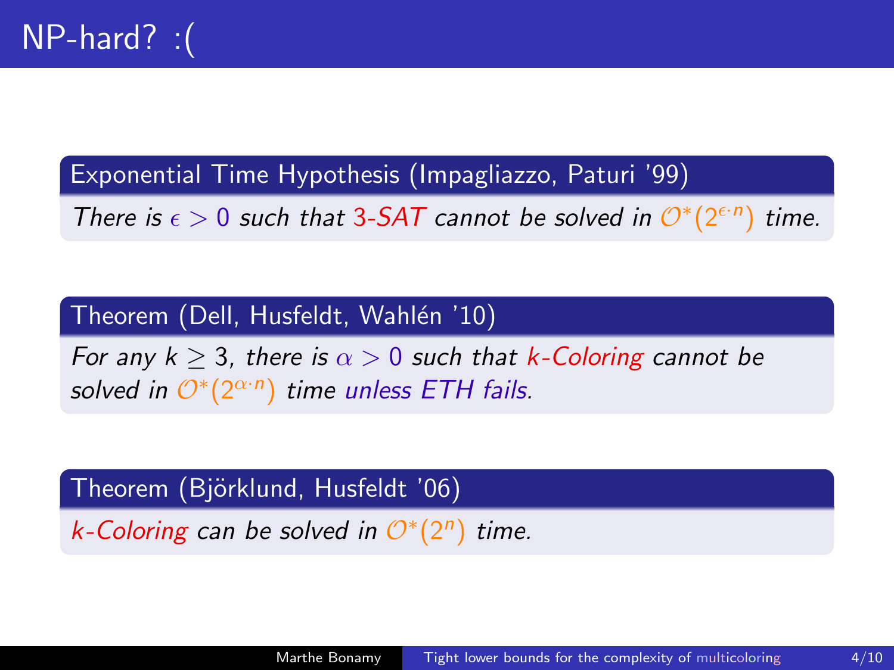# NP-hard? :(

**Exponential Time Hypothesis (Impagliazzo, Paturi '99)**

*There is $\epsilon > 0$ such that 3-SAT cannot be solved in $\mathcal{O}^*(2^{\epsilon \cdot n})$ time.*

**Theorem (Dell, Husfeldt, Wahlén '10)**

*For any $k \geq 3$, there is $\alpha > 0$ such that k-Coloring cannot be solved in $\mathcal{O}^*(2^{\alpha \cdot n})$ time unless ETH fails.*

**Theorem (Björklund, Husfeldt '06)**

*k-Coloring can be solved in $\mathcal{O}^*(2^n)$ time.*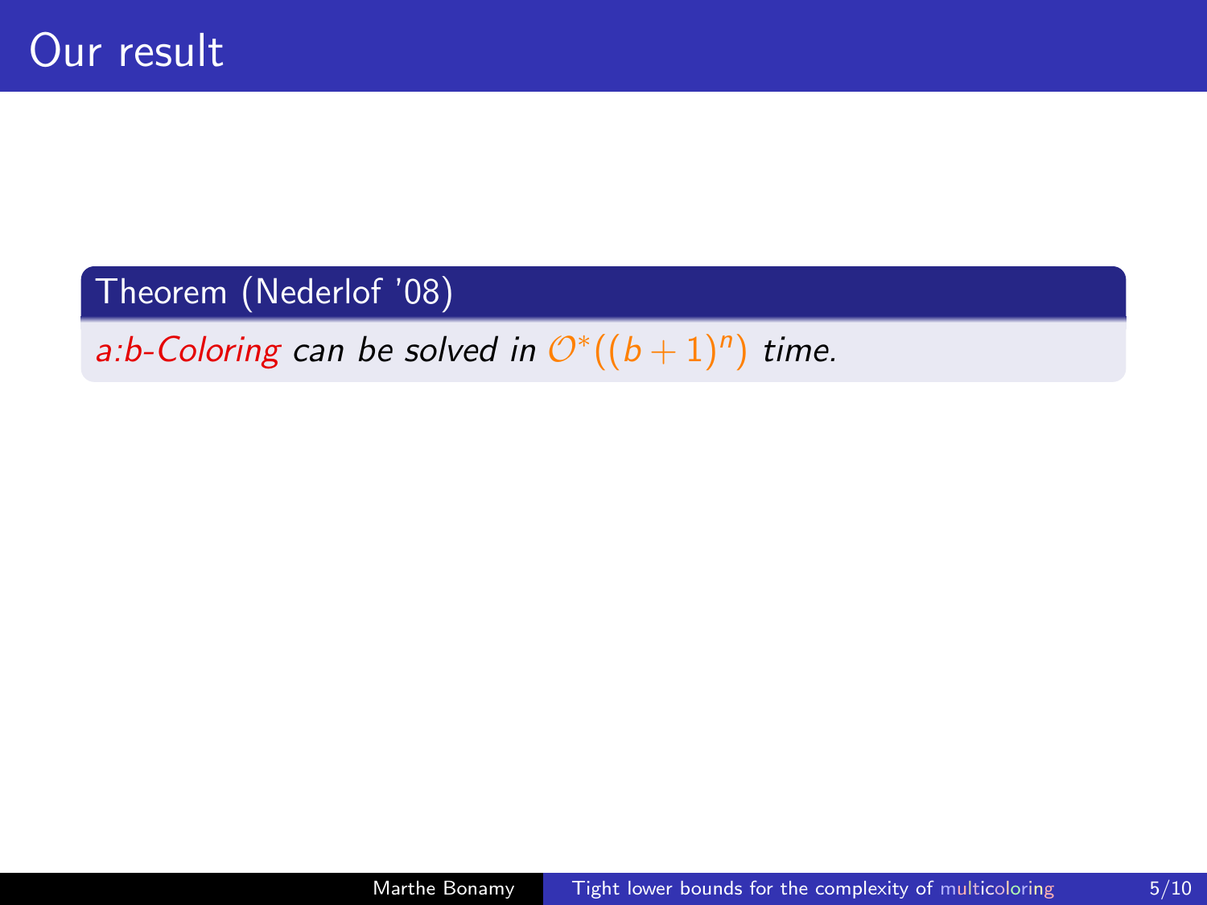# Our result

**Theorem (Nederlof '08)**

*a:b-Coloring can be solved in $\mathcal{O}^*((b+1)^n)$ time.*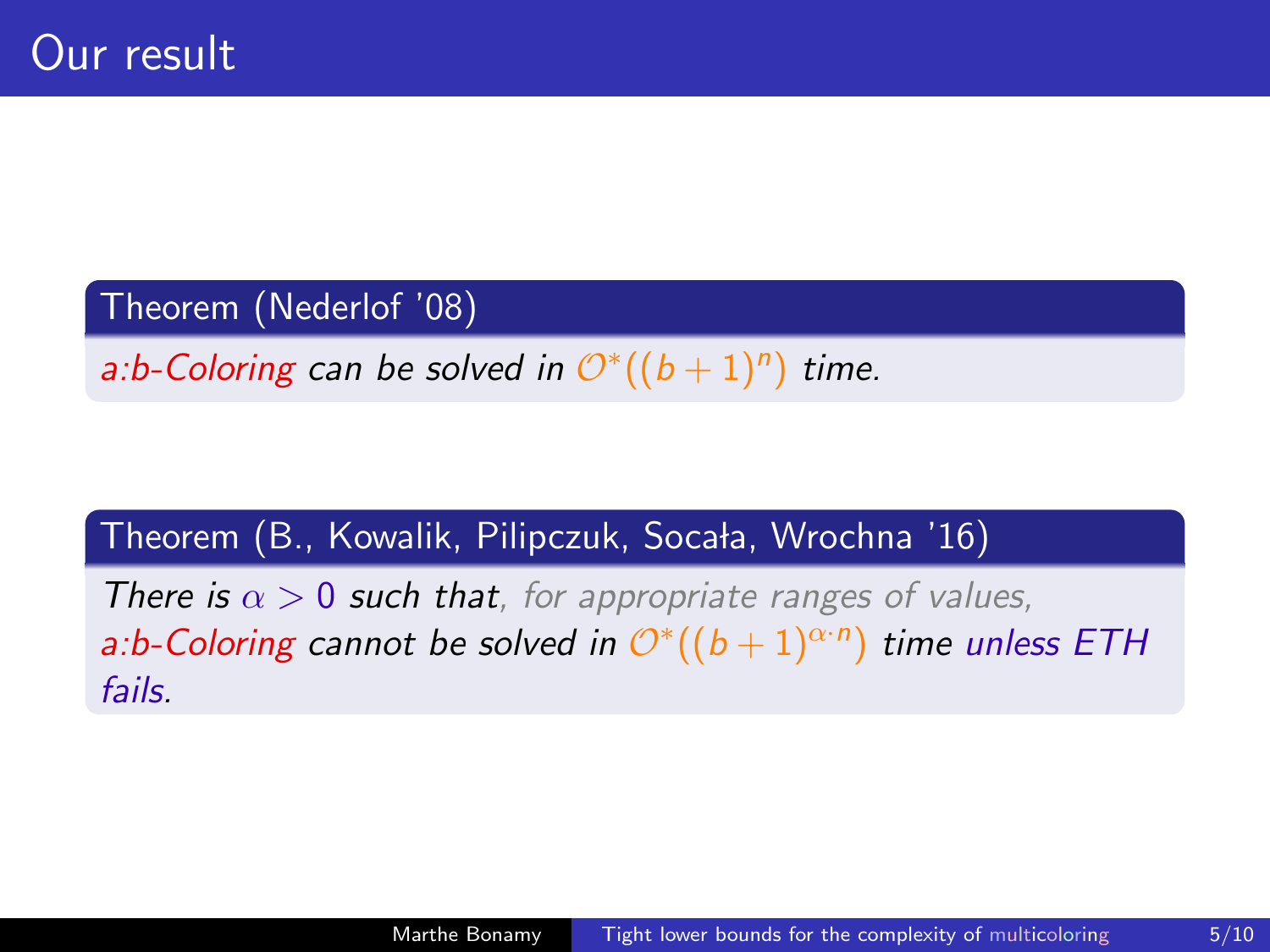# Our result

**Theorem (Nederlof '08)**

*a:b-Coloring can be solved in $\mathcal{O}^*((b+1)^n)$ time.*

**Theorem (B., Kowalik, Pilipczuk, Socała, Wrochna '16)**

*There is $\alpha > 0$ such that, for appropriate ranges of values, a:b-Coloring cannot be solved in $\mathcal{O}^*((b+1)^{\alpha \cdot n})$ time unless ETH fails.*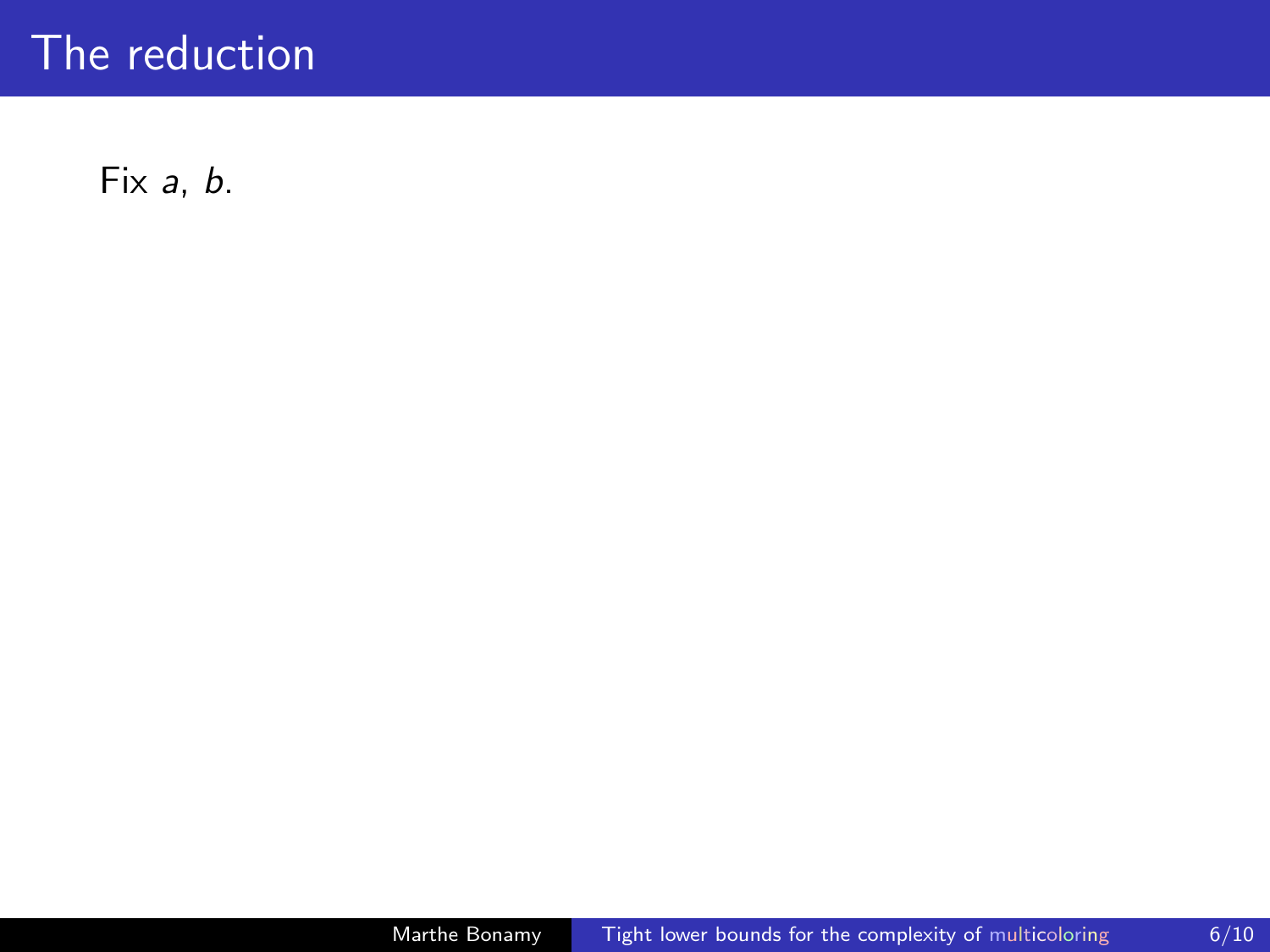# The reduction

Fix $a$, $b$.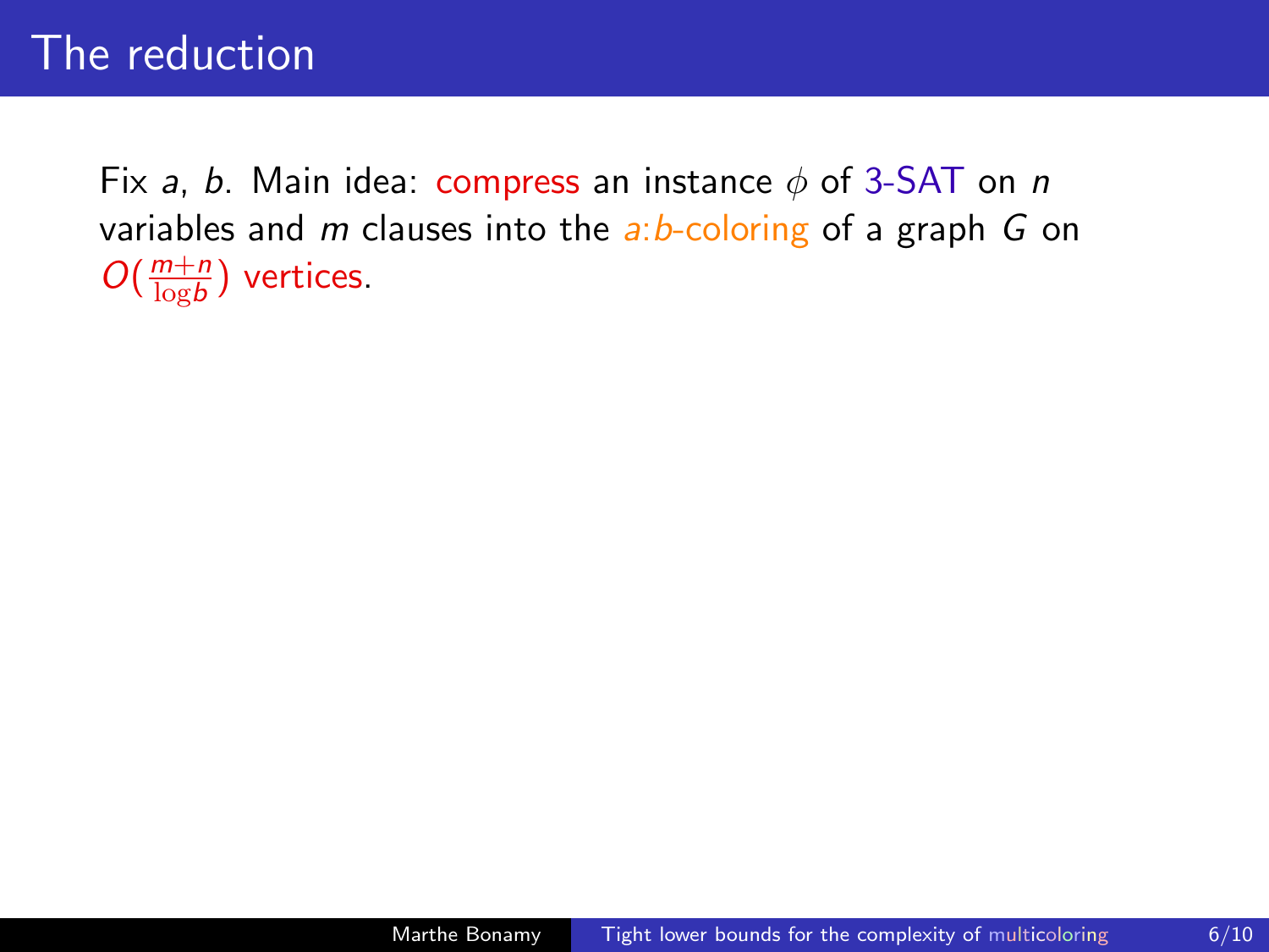# The reduction

Fix $a$, $b$. Main idea: compress an instance $\phi$ of 3-SAT on $n$ variables and $m$ clauses into the $a{:}b$-coloring of a graph $G$ on $O(\frac{m+n}{\log b})$ vertices.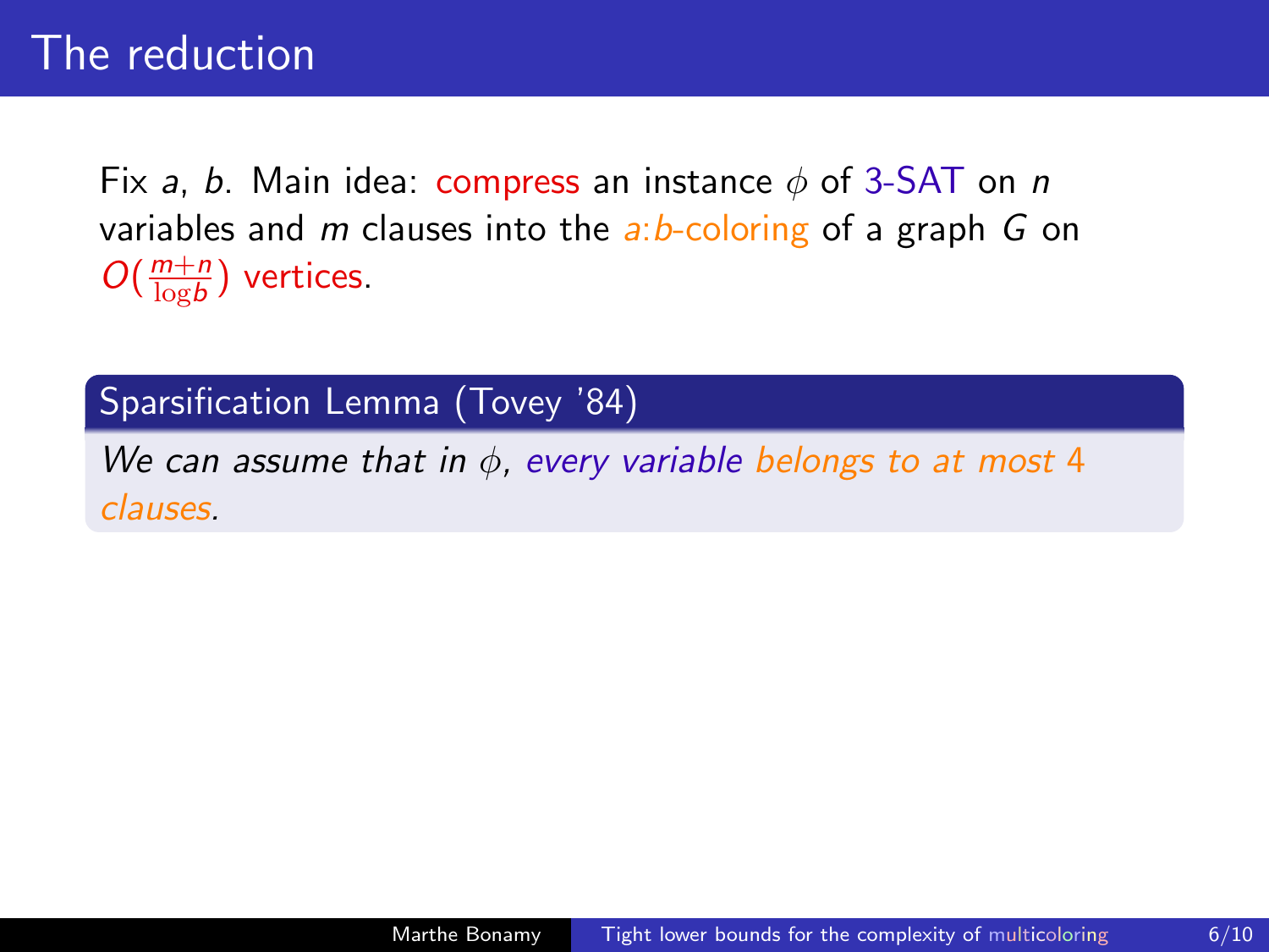# The reduction

Fix $a$, $b$. Main idea: compress an instance $\phi$ of 3-SAT on $n$ variables and $m$ clauses into the $a$:$b$-coloring of a graph $G$ on $O(\frac{m+n}{\log b})$ vertices.

**Sparsification Lemma (Tovey '84)**

*We can assume that in $\phi$, every variable belongs to at most 4 clauses.*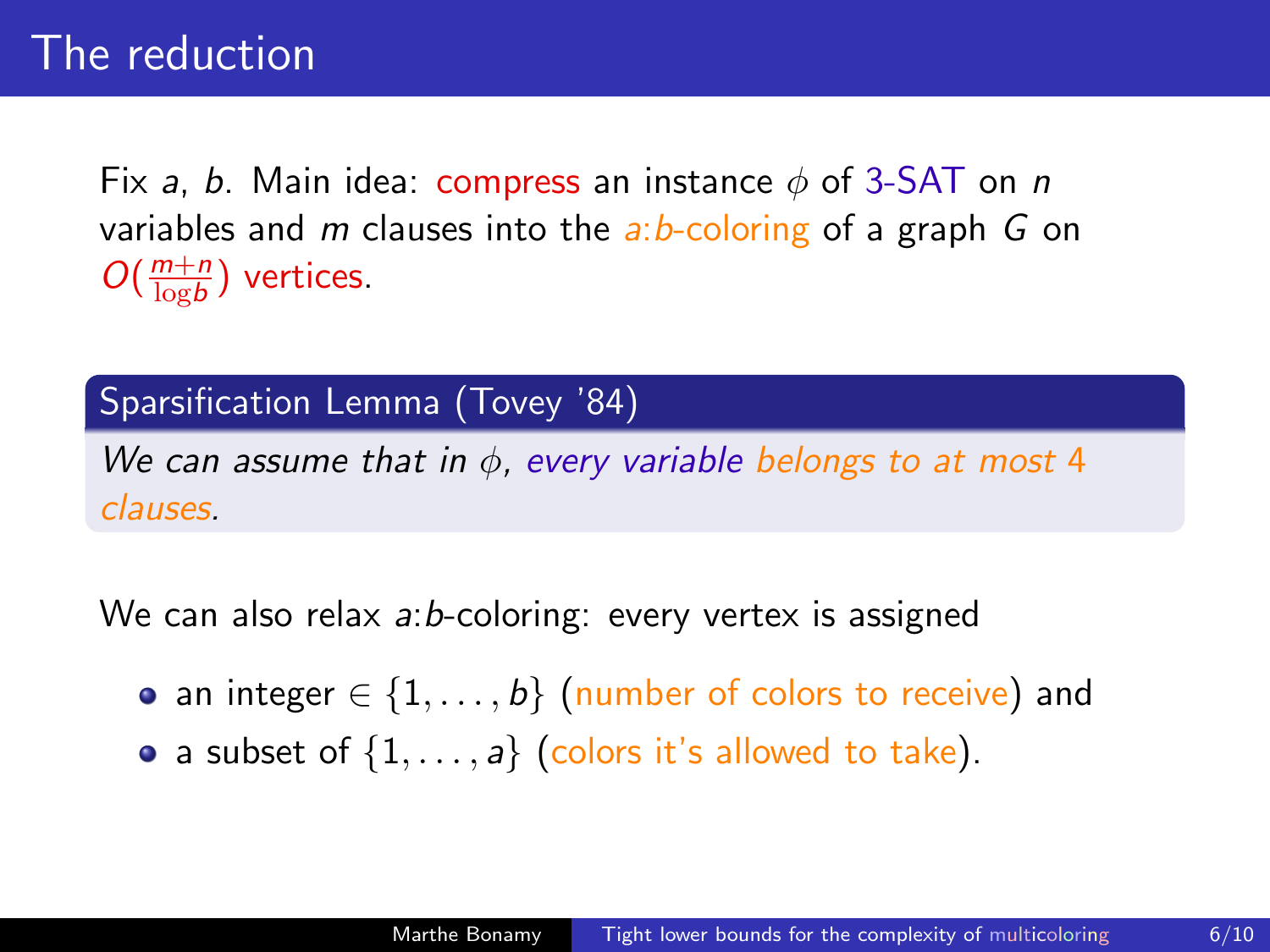# The reduction

Fix $a$, $b$. Main idea: compress an instance $\phi$ of 3-SAT on $n$ variables and $m$ clauses into the $a$:$b$-coloring of a graph $G$ on $O(\frac{m+n}{\log b})$ vertices.

**Sparsification Lemma (Tovey '84)**

*We can assume that in $\phi$, every variable belongs to at most 4 clauses.*

We can also relax $a$:$b$-coloring: every vertex is assigned

- an integer $\in \{1, \ldots, b\}$ (number of colors to receive) and
- a subset of $\{1, \ldots, a\}$ (colors it's allowed to take).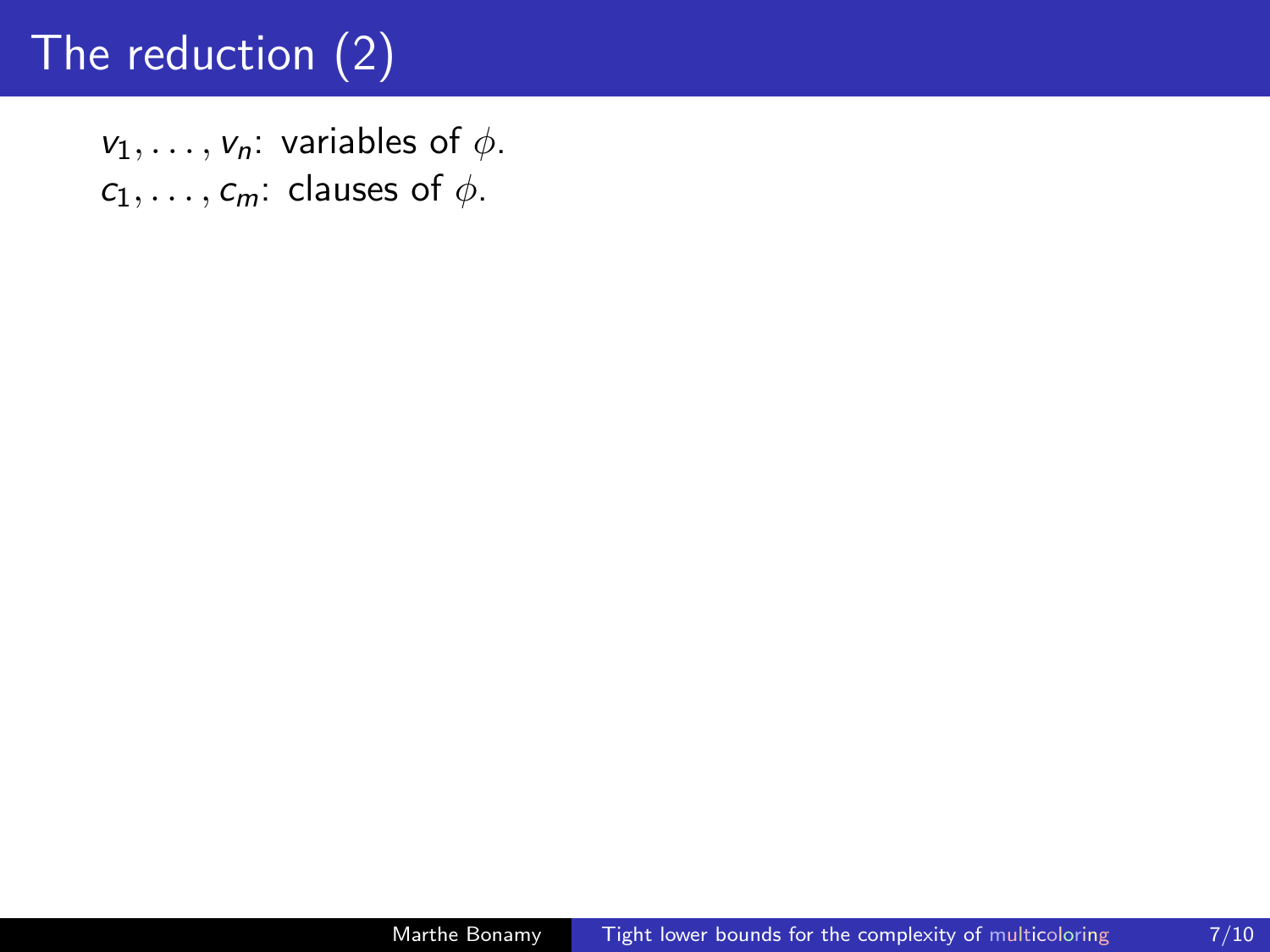# The reduction (2)

$v_1, \ldots, v_n$: variables of $\phi$.
$c_1, \ldots, c_m$: clauses of $\phi$.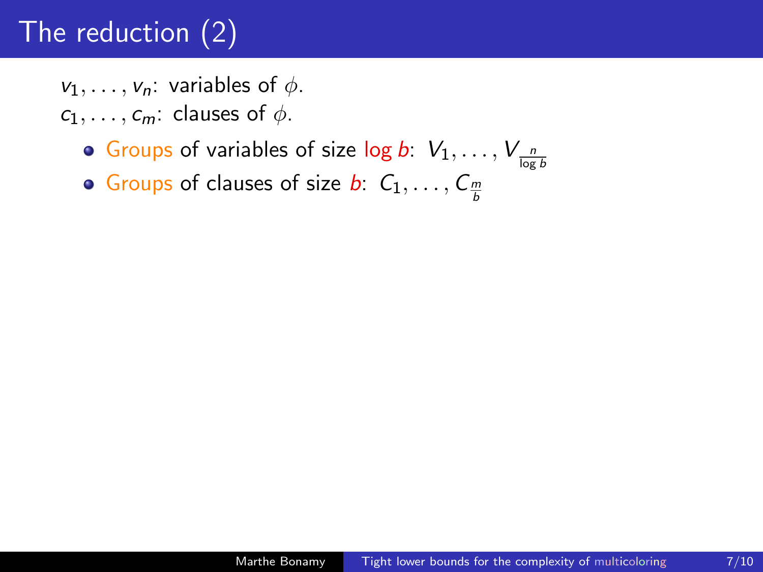# The reduction (2)

$v_1, \ldots, v_n$: variables of $\phi$.
$c_1, \ldots, c_m$: clauses of $\phi$.

- Groups of variables of size $\log b$: $V_1, \ldots, V_{\frac{n}{\log b}}$
- Groups of clauses of size $b$: $C_1, \ldots, C_{\frac{m}{b}}$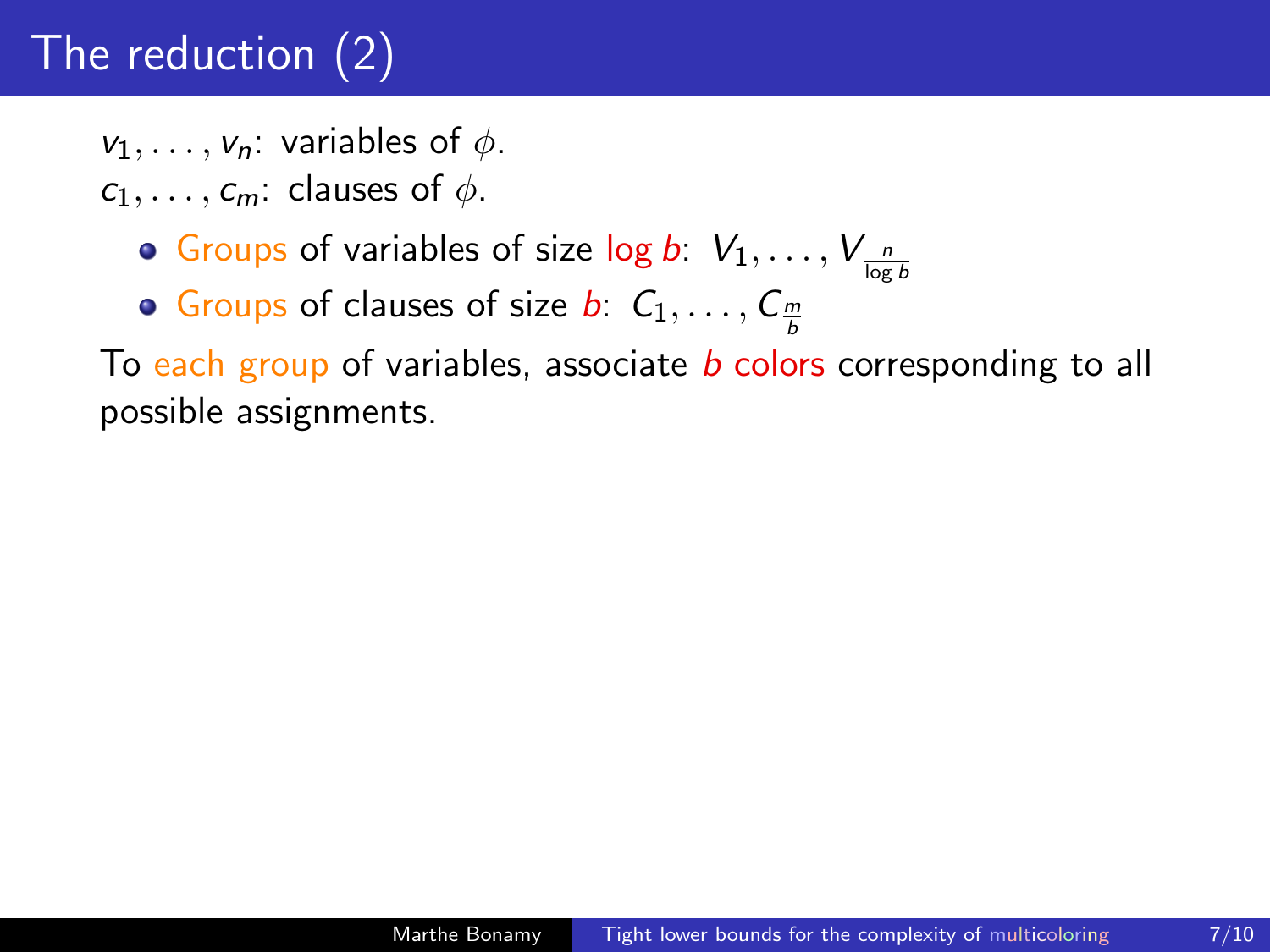# The reduction (2)

$v_1, \ldots, v_n$: variables of $\phi$.
$c_1, \ldots, c_m$: clauses of $\phi$.

- Groups of variables of size $\log b$: $V_1, \ldots, V_{\frac{n}{\log b}}$
- Groups of clauses of size $b$: $C_1, \ldots, C_{\frac{m}{b}}$

To each group of variables, associate $b$ colors corresponding to all possible assignments.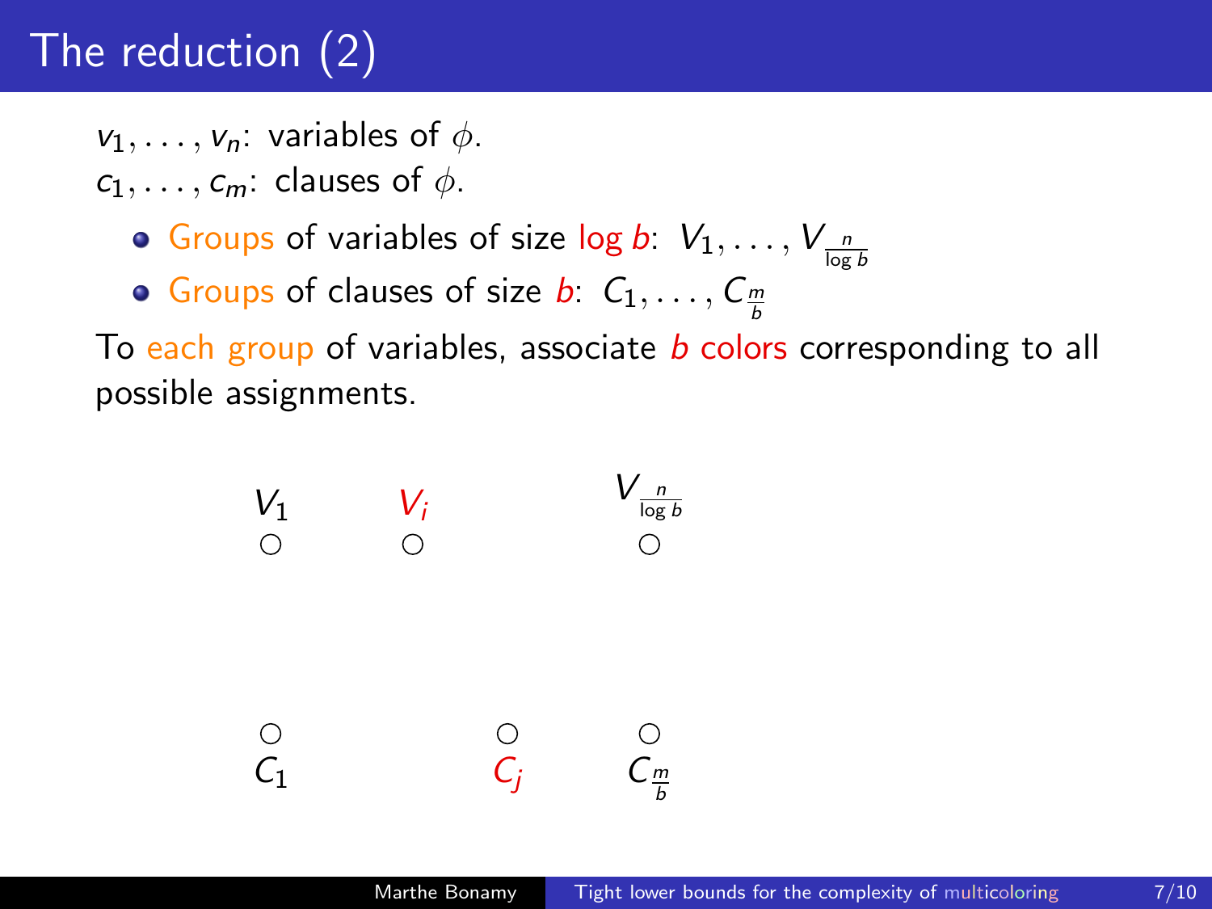# The reduction (2)

$v_1, \ldots, v_n$: variables of $\phi$.
$c_1, \ldots, c_m$: clauses of $\phi$.

- Groups of variables of size $\log b$: $V_1, \ldots, V_{\frac{n}{\log b}}$
- Groups of clauses of size $b$: $C_1, \ldots, C_{\frac{m}{b}}$

To each group of variables, associate $b$ colors corresponding to all possible assignments.

$V_1$ $V_i$ $V_{\frac{n}{\log b}}$

$C_1$ $C_j$ $C_{\frac{m}{b}}$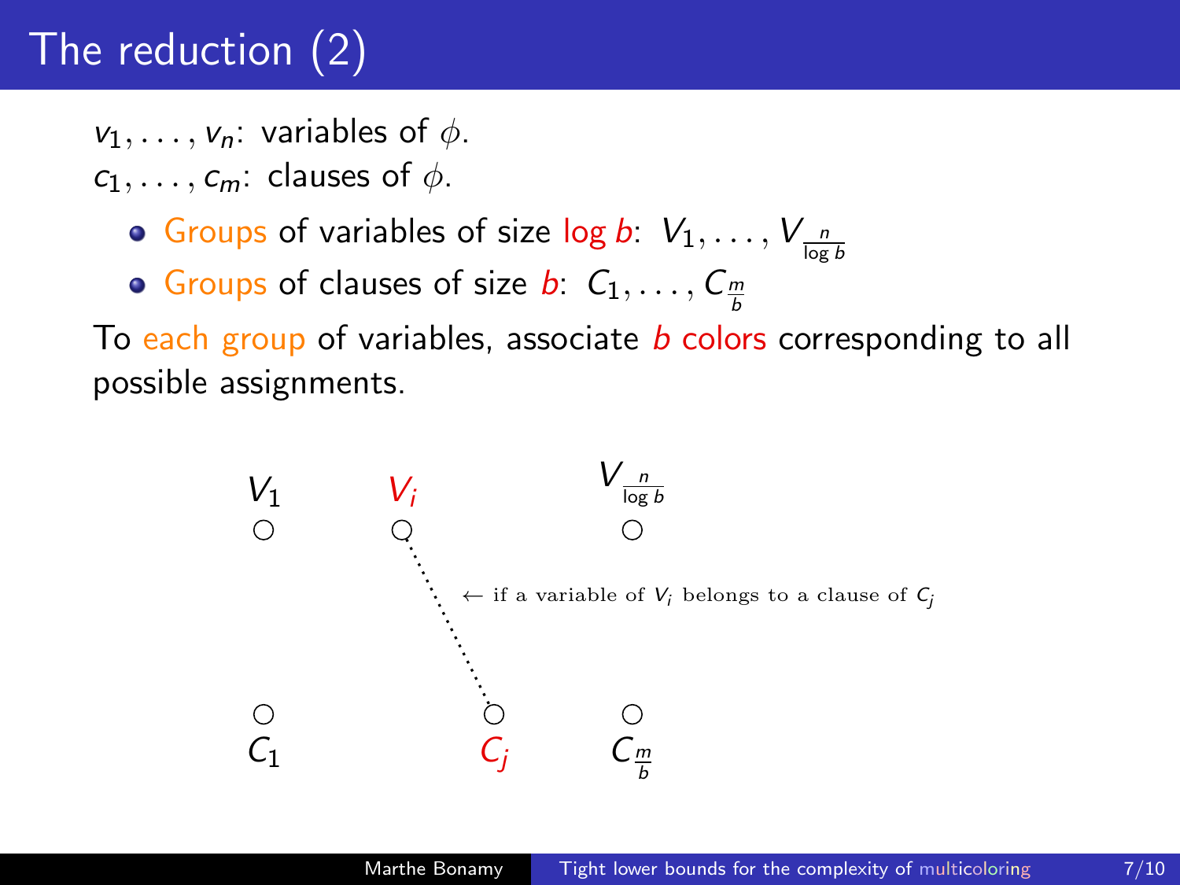# The reduction (2)

$v_1, \ldots, v_n$: variables of $\phi$.
$c_1, \ldots, c_m$: clauses of $\phi$.

- Groups of variables of size $\log b$: $V_1, \ldots, V_{\frac{n}{\log b}}$
- Groups of clauses of size $b$: $C_1, \ldots, C_{\frac{m}{b}}$

To each group of variables, associate $b$ colors corresponding to all possible assignments.

$V_1$ $\quad$ $V_i$ $\quad$ $V_{\frac{n}{\log b}}$

← if a variable of $V_i$ belongs to a clause of $C_j$

$C_1$ $\quad$ $C_j$ $\quad$ $C_{\frac{m}{b}}$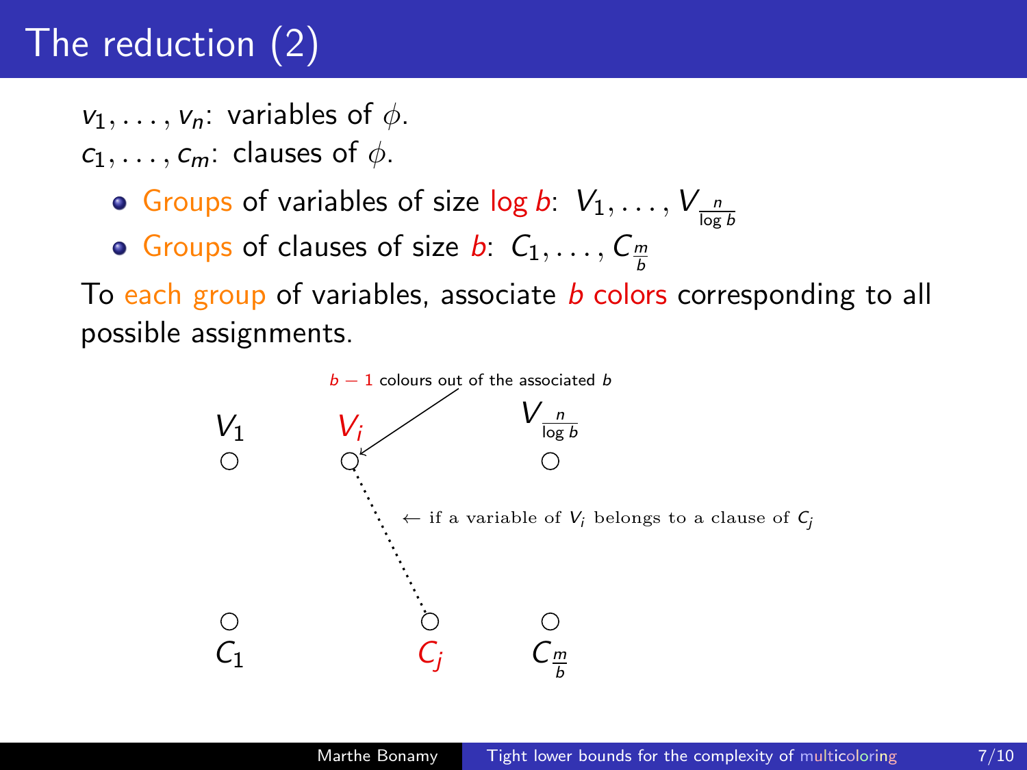# The reduction (2)

$v_1, \ldots, v_n$: variables of $\phi$.
$c_1, \ldots, c_m$: clauses of $\phi$.

- Groups of variables of size $\log b$: $V_1, \ldots, V_{\frac{n}{\log b}}$
- Groups of clauses of size $b$: $C_1, \ldots, C_{\frac{m}{b}}$

To each group of variables, associate $b$ colors corresponding to all possible assignments.

$b - 1$ colours out of the associated $b$

$V_1$ $V_i$ $V_{\frac{n}{\log b}}$

$\leftarrow$ if a variable of $V_i$ belongs to a clause of $C_j$

$C_1$ $C_j$ $C_{\frac{m}{b}}$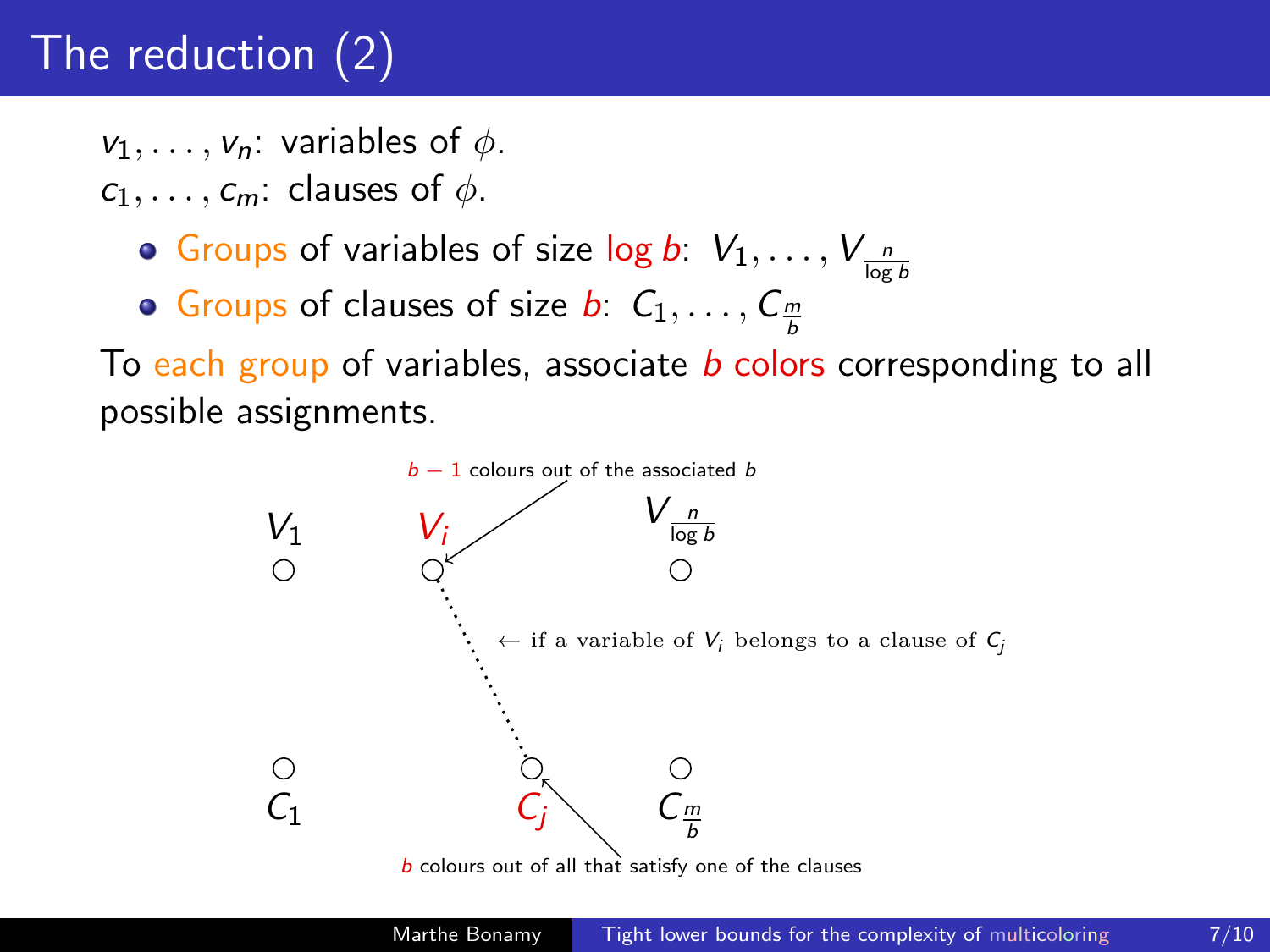# The reduction (2)

$v_1, \ldots, v_n$: variables of $\phi$.
$c_1, \ldots, c_m$: clauses of $\phi$.

- Groups of variables of size $\log b$: $V_1, \ldots, V_{\frac{n}{\log b}}$
- Groups of clauses of size $b$: $C_1, \ldots, C_{\frac{m}{b}}$

To each group of variables, associate $b$ colors corresponding to all possible assignments.

$b - 1$ colours out of the associated $b$

$V_1$ $V_i$ $V_{\frac{n}{\log b}}$

← if a variable of $V_i$ belongs to a clause of $C_j$

$C_1$ $C_j$ $C_{\frac{m}{b}}$

$b$ colours out of all that satisfy one of the clauses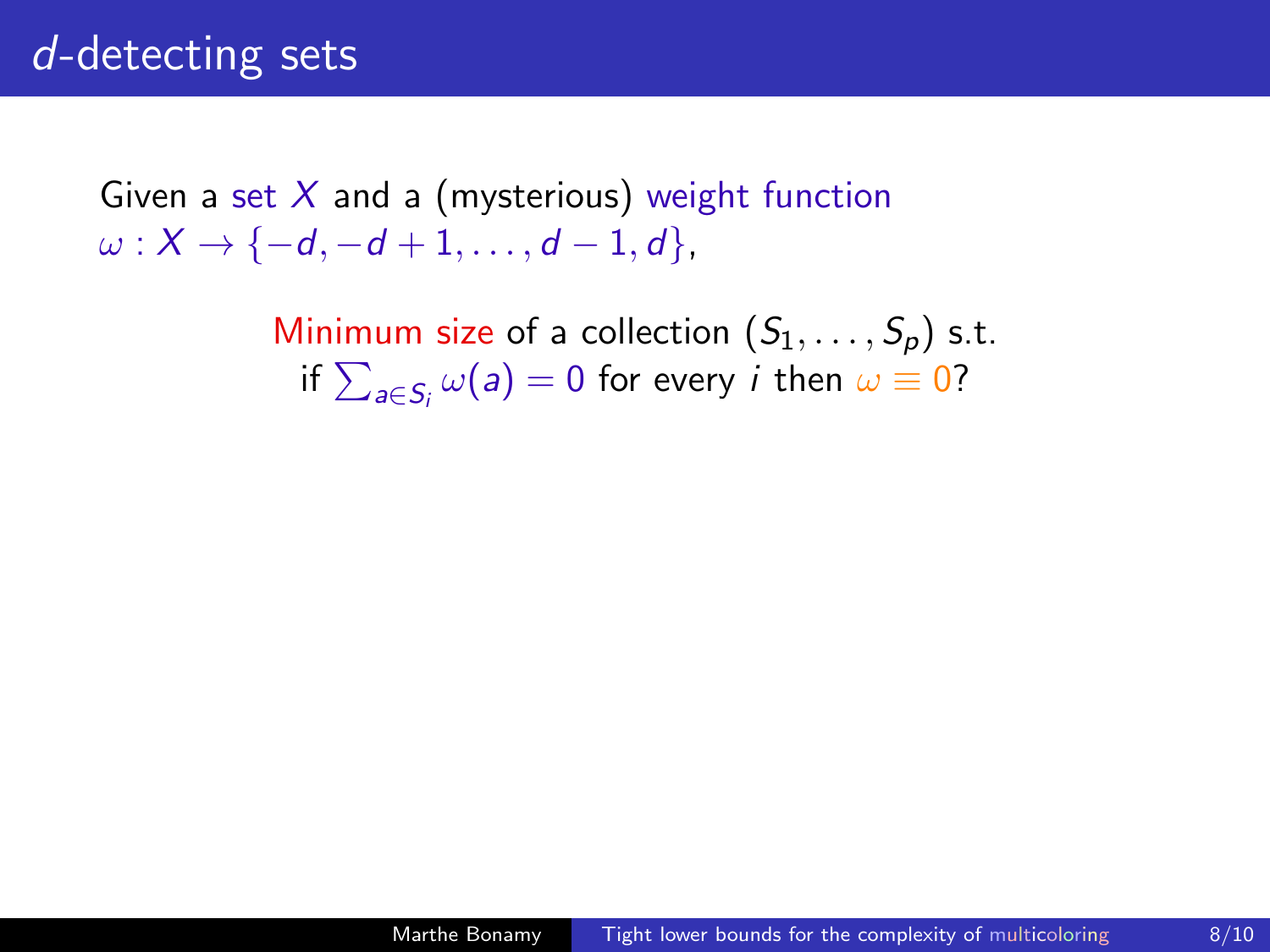# $d$-detecting sets

Given a set $X$ and a (mysterious) weight function $\omega : X \to \{-d, -d+1, \ldots, d-1, d\}$,

Minimum size of a collection $(S_1, \ldots, S_p)$ s.t. if $\sum_{a \in S_i} \omega(a) = 0$ for every $i$ then $\omega \equiv 0$?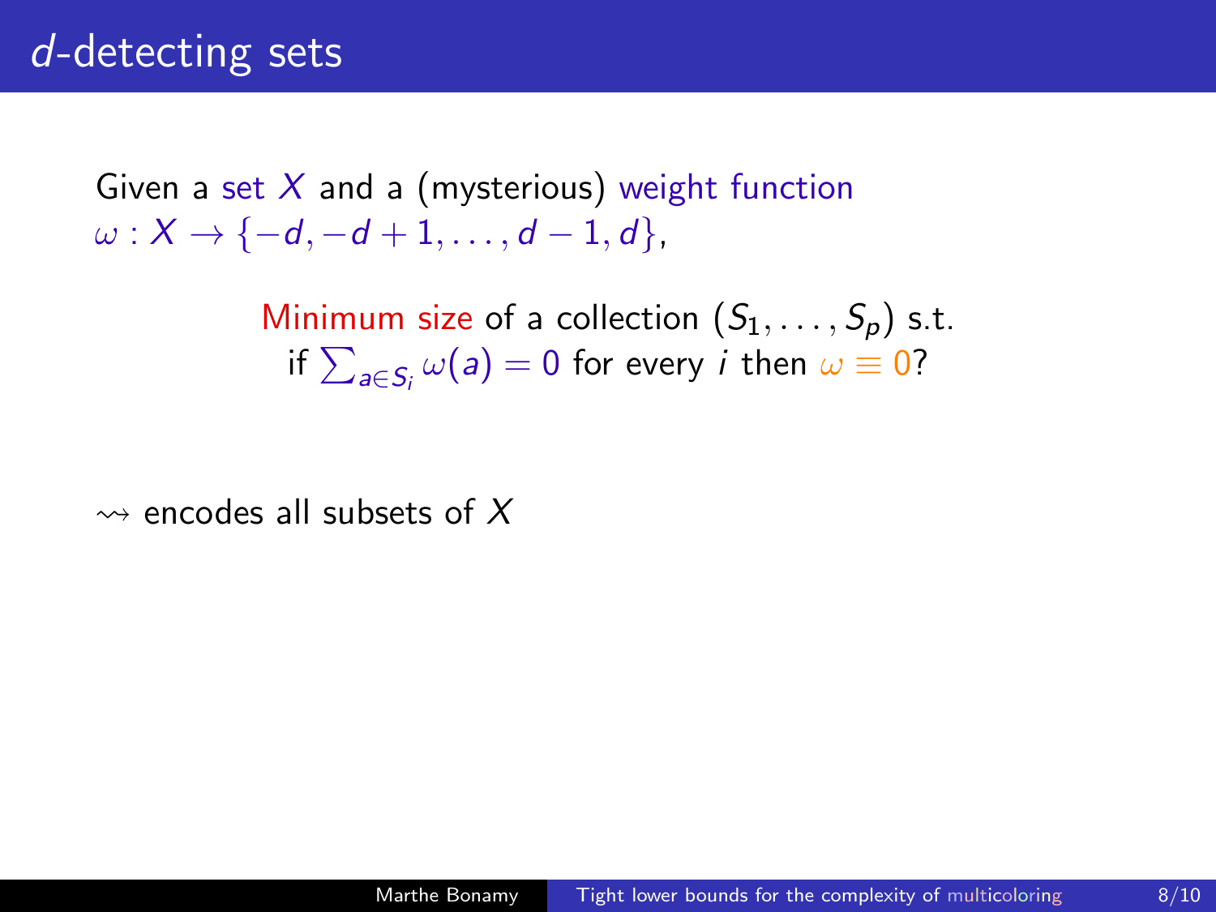# $d$-detecting sets

Given a set $X$ and a (mysterious) weight function $\omega : X \to \{-d, -d+1, \dots, d-1, d\}$,

Minimum size of a collection $(S_1, \dots, S_p)$ s.t. if $\sum_{a \in S_i} \omega(a) = 0$ for every $i$ then $\omega \equiv 0$?

$\rightsquigarrow$ encodes all subsets of $X$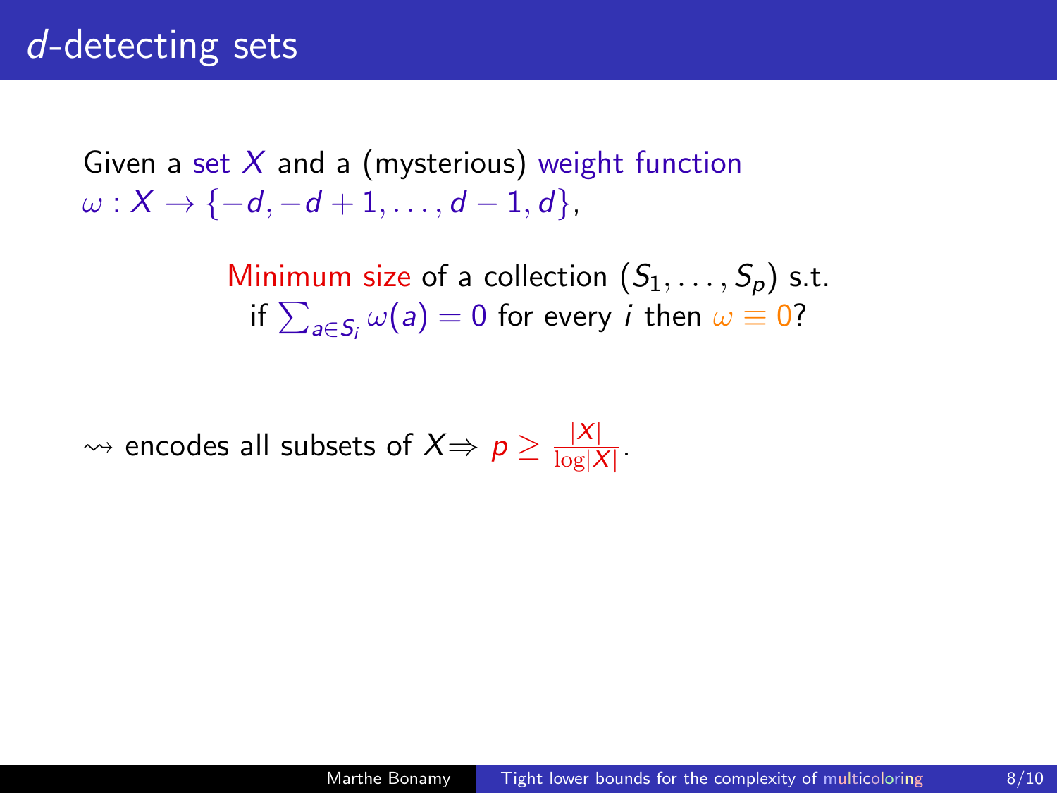# $d$-detecting sets

Given a set $X$ and a (mysterious) weight function $\omega : X \to \{-d, -d+1, \dots, d-1, d\}$,

Minimum size of a collection $(S_1, \dots, S_p)$ s.t. if $\sum_{a \in S_i} \omega(a) = 0$ for every $i$ then $\omega \equiv 0$?

$\rightsquigarrow$ encodes all subsets of $X \Rightarrow p \geq \frac{|X|}{\log |X|}$.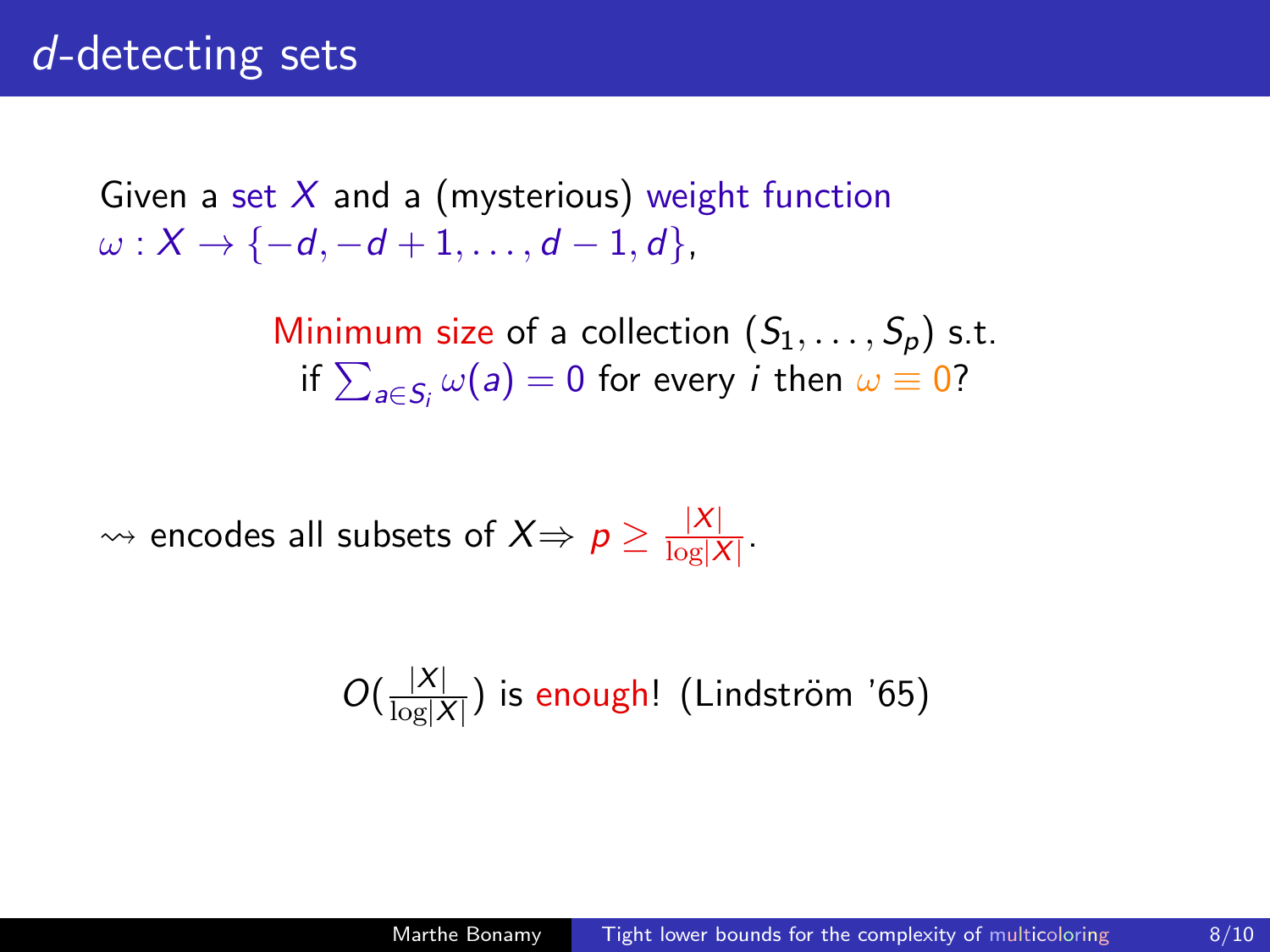# $d$-detecting sets

Given a set $X$ and a (mysterious) weight function $\omega : X \to \{-d, -d+1, \dots, d-1, d\}$,

Minimum size of a collection $(S_1, \dots, S_p)$ s.t. if $\sum_{a \in S_i} \omega(a) = 0$ for every $i$ then $\omega \equiv 0$?

$\rightsquigarrow$ encodes all subsets of $X \Rightarrow p \geq \frac{|X|}{\log |X|}$.

$O(\frac{|X|}{\log |X|})$ is enough! (Lindström '65)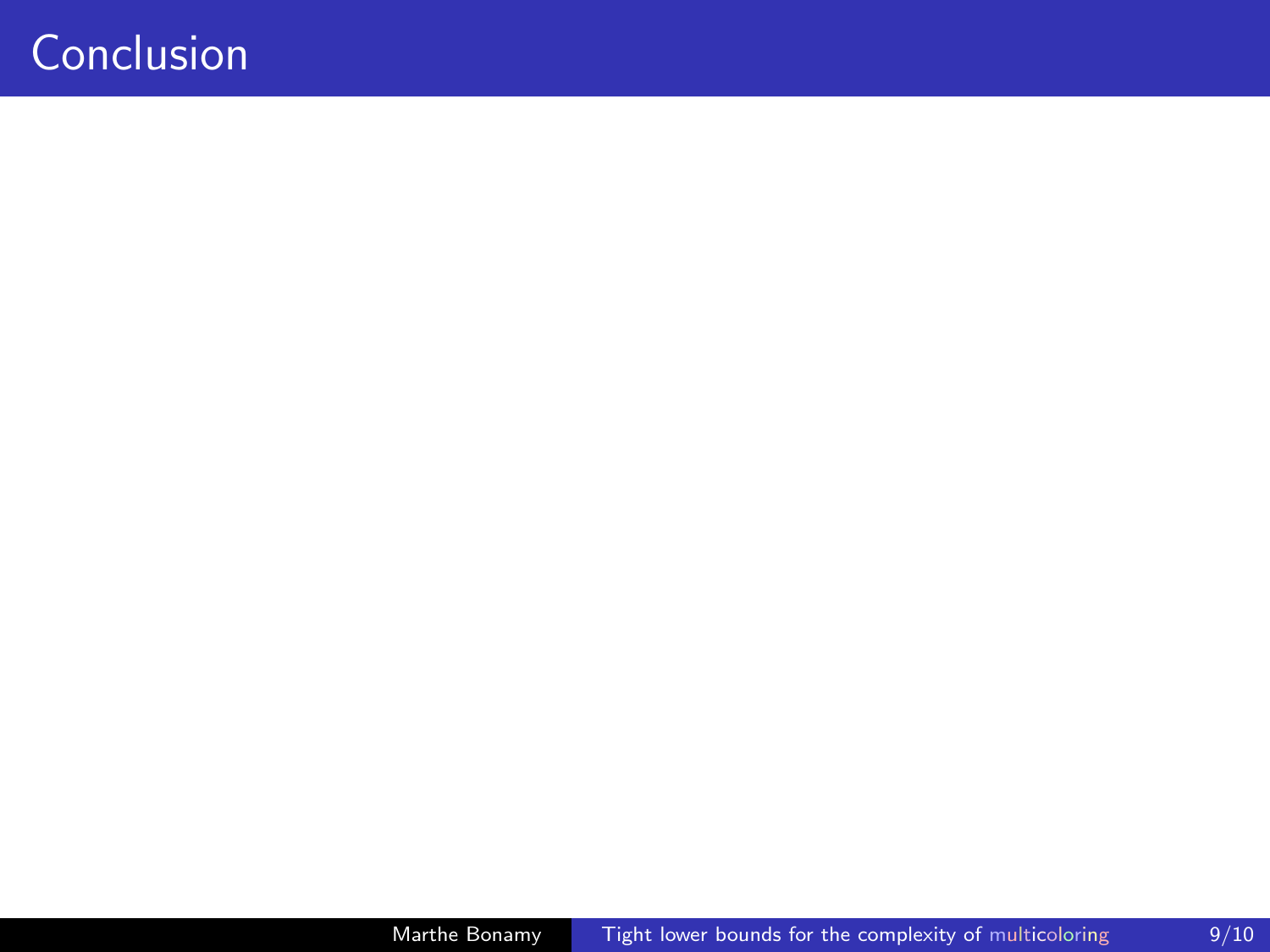# Conclusion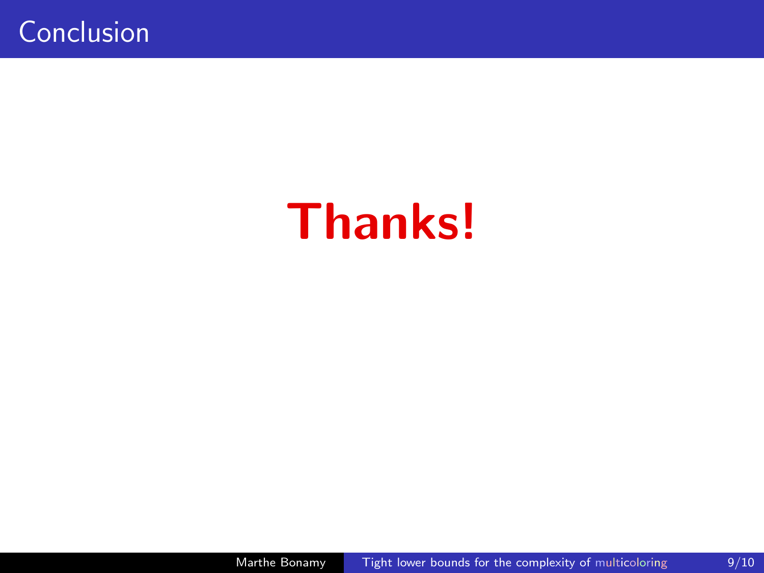# Conclusion

**Thanks!**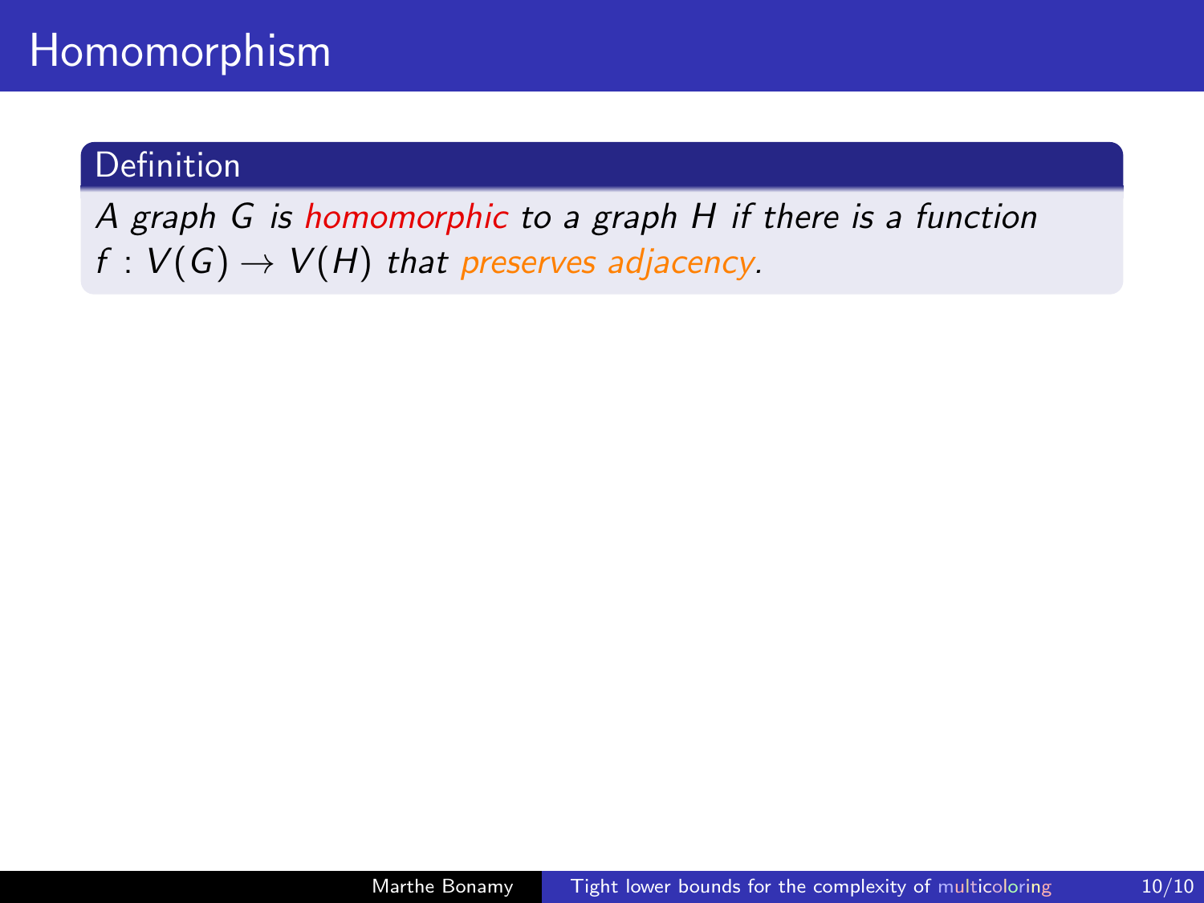# Homomorphism

**Definition**

*A graph $G$ is homomorphic to a graph $H$ if there is a function $f : V(G) \to V(H)$ that preserves adjacency.*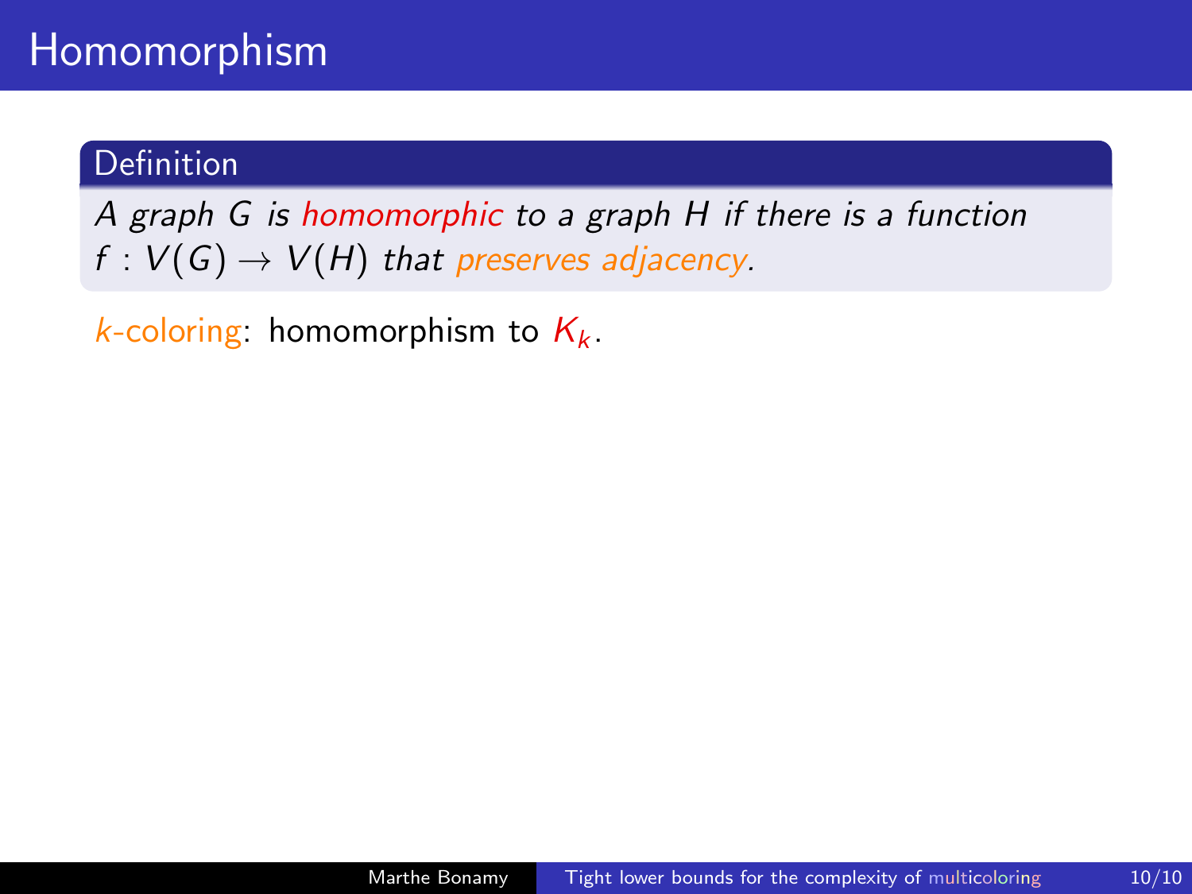# Homomorphism

**Definition**

*A graph $G$ is homomorphic to a graph $H$ if there is a function $f : V(G) \to V(H)$ that preserves adjacency.*

$k$-coloring: homomorphism to $K_k$.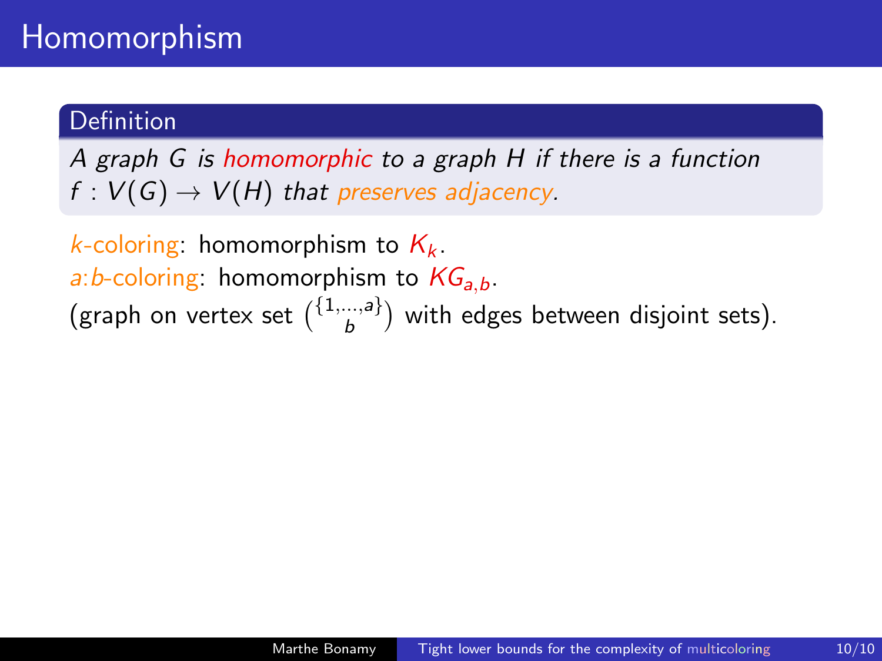# Homomorphism

**Definition**

*A graph $G$ is homomorphic to a graph $H$ if there is a function $f : V(G) \to V(H)$ that preserves adjacency.*

$k$-coloring: homomorphism to $K_k$.
$a$:$b$-coloring: homomorphism to $KG_{a,b}$.
(graph on vertex set $\binom{\{1,\dots,a\}}{b}$ with edges between disjoint sets).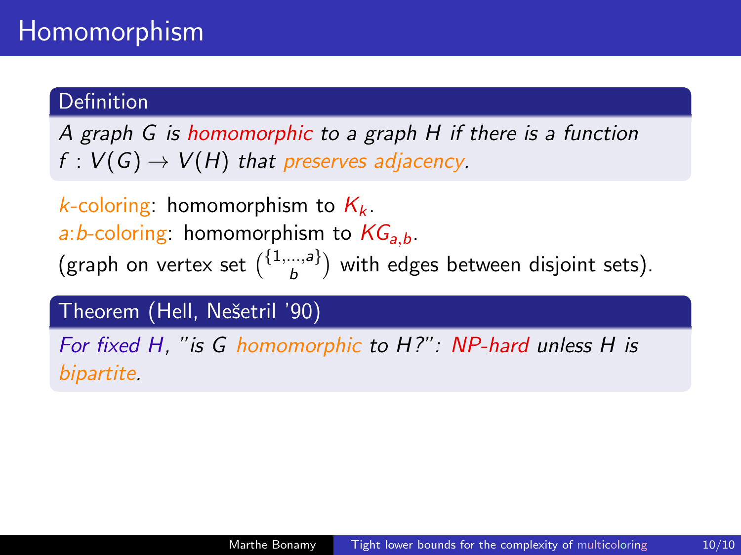# Homomorphism

**Definition**

*A graph $G$ is homomorphic to a graph $H$ if there is a function $f : V(G) \to V(H)$ that preserves adjacency.*

$k$-coloring: homomorphism to $K_k$.
$a$:$b$-coloring: homomorphism to $KG_{a,b}$.
(graph on vertex set $\binom{\{1,\dots,a\}}{b}$ with edges between disjoint sets).

**Theorem (Hell, Nešetril '90)**

*For fixed $H$, "is $G$ homomorphic to $H$?": NP-hard unless $H$ is bipartite.*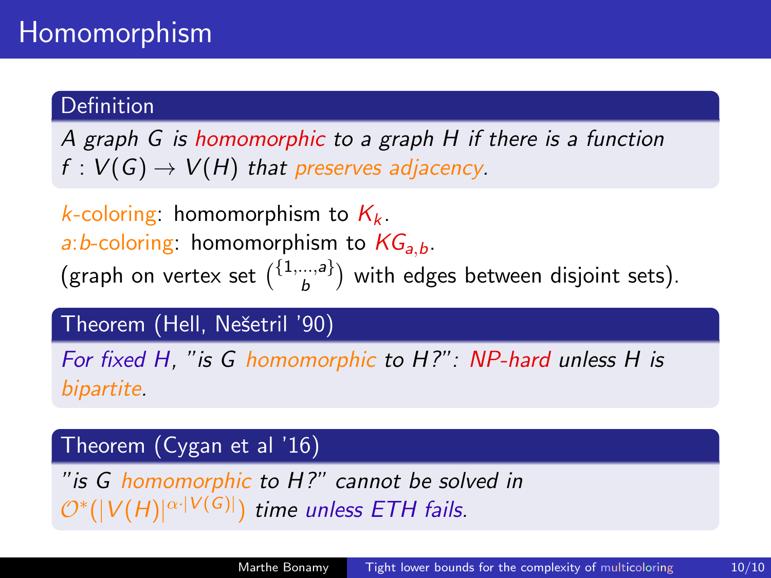# Homomorphism

**Definition**

*A graph $G$ is homomorphic to a graph $H$ if there is a function $f : V(G) \rightarrow V(H)$ that preserves adjacency.*

$k$-coloring: homomorphism to $K_k$.
$a$:$b$-coloring: homomorphism to $KG_{a,b}$.
(graph on vertex set $\binom{\{1,\ldots,a\}}{b}$ with edges between disjoint sets).

**Theorem (Hell, Nešetril '90)**

*For fixed $H$, "is $G$ homomorphic to $H$?": NP-hard unless $H$ is bipartite.*

**Theorem (Cygan et al '16)**

*"is $G$ homomorphic to $H$?" cannot be solved in $\mathcal{O}^*(|V(H)|^{\alpha \cdot |V(G)|})$ time unless ETH fails.*